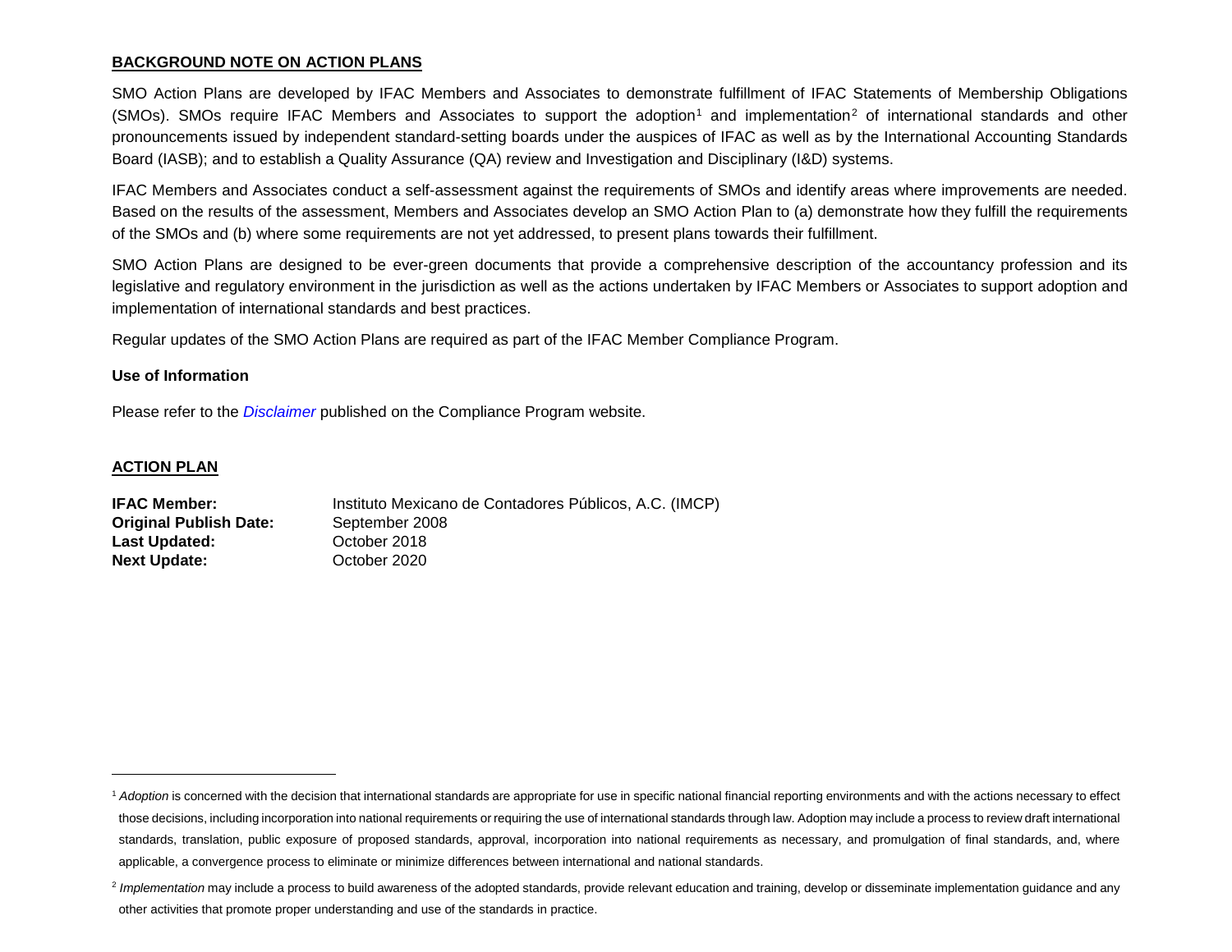## BACKGROUND NOTE ON ACTION PLANS

SMO Action Plans are developed by IFAC Members and Associates to demonstrate fulfillment of IFAC Statements of Membership Obligations (SMOs). SMOs require IFAC Members and Associates to support the adoption[1] and implementation[2] of international standards and other pronouncements issued by independent standard-setting boards under the auspices of IFAC as well as by the International Accounting Standards Board (IASB); and to establish a Quality Assurance (QA) review and Investigation and Disciplinary (I&D) systems.

IFAC Members and Associates conduct a self-assessment against the requirements of SMOs and identify areas where improvements are needed. Based on the results of the assessment, Members and Associates develop an SMO Action Plan to (a) demonstrate how they fulfill the requirements of the SMOs and (b) where some requirements are not yet addressed, to present plans towards their fulfillment.

SMO Action Plans are designed to be ever-green documents that provide a comprehensive description of the accountancy profession and its legislative and regulatory environment in the jurisdiction as well as the actions undertaken by IFAC Members or Associates to support adoption and implementation of international standards and best practices.

Regular updates of the SMO Action Plans are required as part of the IFAC Member Compliance Program.

**Use of Information**

Please refer to the *Disclaimer* published on the Compliance Program website.

## ACTION PLAN

**IFAC Member:** Instituto Mexicano de Contadores Públicos, A.C. (IMCP)
**Original Publish Date:** September 2008
**Last Updated:** October 2018
**Next Update:** October 2020

---

[1] *Adoption* is concerned with the decision that international standards are appropriate for use in specific national financial reporting environments and with the actions necessary to effect those decisions, including incorporation into national requirements or requiring the use of international standards through law. Adoption may include a process to review draft international standards, translation, public exposure of proposed standards, approval, incorporation into national requirements as necessary, and promulgation of final standards, and, where applicable, a convergence process to eliminate or minimize differences between international and national standards.

[2] *Implementation* may include a process to build awareness of the adopted standards, provide relevant education and training, develop or disseminate implementation guidance and any other activities that promote proper understanding and use of the standards in practice.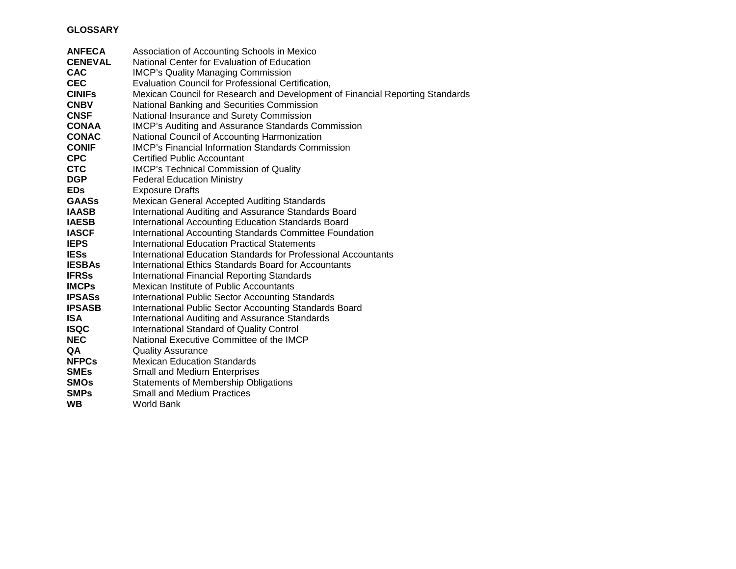## GLOSSARY

| | |
|---|---|
| **ANFECA** | Association of Accounting Schools in Mexico |
| **CENEVAL** | National Center for Evaluation of Education |
| **CAC** | IMCP's Quality Managing Commission |
| **CEC** | Evaluation Council for Professional Certification, |
| **CINIFs** | Mexican Council for Research and Development of Financial Reporting Standards |
| **CNBV** | National Banking and Securities Commission |
| **CNSF** | National Insurance and Surety Commission |
| **CONAA** | IMCP's Auditing and Assurance Standards Commission |
| **CONAC** | National Council of Accounting Harmonization |
| **CONIF** | IMCP's Financial Information Standards Commission |
| **CPC** | Certified Public Accountant |
| **CTC** | IMCP's Technical Commission of Quality |
| **DGP** | Federal Education Ministry |
| **EDs** | Exposure Drafts |
| **GAASs** | Mexican General Accepted Auditing Standards |
| **IAASB** | International Auditing and Assurance Standards Board |
| **IAESB** | International Accounting Education Standards Board |
| **IASCF** | International Accounting Standards Committee Foundation |
| **IEPS** | International Education Practical Statements |
| **IESs** | International Education Standards for Professional Accountants |
| **IESBAs** | International Ethics Standards Board for Accountants |
| **IFRSs** | International Financial Reporting Standards |
| **IMCPs** | Mexican Institute of Public Accountants |
| **IPSASs** | International Public Sector Accounting Standards |
| **IPSASB** | International Public Sector Accounting Standards Board |
| **ISA** | International Auditing and Assurance Standards |
| **ISQC** | International Standard of Quality Control |
| **NEC** | National Executive Committee of the IMCP |
| **QA** | Quality Assurance |
| **NFPCs** | Mexican Education Standards |
| **SMEs** | Small and Medium Enterprises |
| **SMOs** | Statements of Membership Obligations |
| **SMPs** | Small and Medium Practices |
| **WB** | World Bank |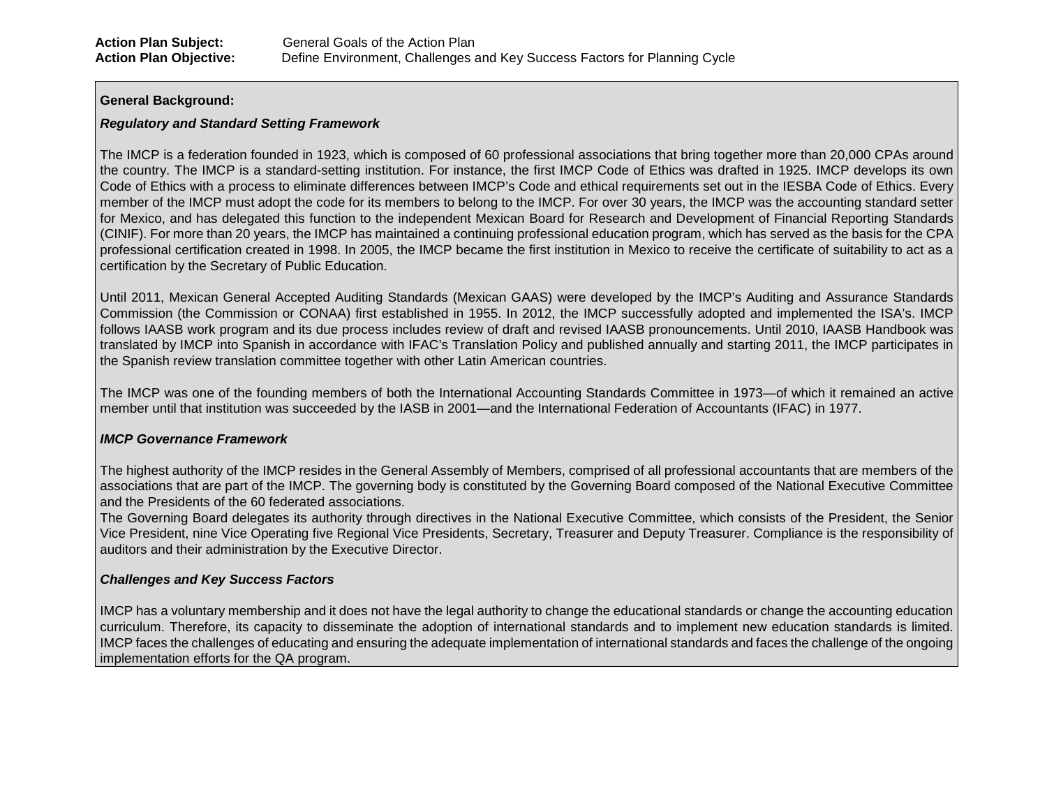**Action Plan Subject:** General Goals of the Action Plan
**Action Plan Objective:** Define Environment, Challenges and Key Success Factors for Planning Cycle

**General Background:**

***Regulatory and Standard Setting Framework***

The IMCP is a federation founded in 1923, which is composed of 60 professional associations that bring together more than 20,000 CPAs around the country. The IMCP is a standard-setting institution. For instance, the first IMCP Code of Ethics was drafted in 1925. IMCP develops its own Code of Ethics with a process to eliminate differences between IMCP's Code and ethical requirements set out in the IESBA Code of Ethics. Every member of the IMCP must adopt the code for its members to belong to the IMCP. For over 30 years, the IMCP was the accounting standard setter for Mexico, and has delegated this function to the independent Mexican Board for Research and Development of Financial Reporting Standards (CINIF). For more than 20 years, the IMCP has maintained a continuing professional education program, which has served as the basis for the CPA professional certification created in 1998. In 2005, the IMCP became the first institution in Mexico to receive the certificate of suitability to act as a certification by the Secretary of Public Education.

Until 2011, Mexican General Accepted Auditing Standards (Mexican GAAS) were developed by the IMCP's Auditing and Assurance Standards Commission (the Commission or CONAA) first established in 1955. In 2012, the IMCP successfully adopted and implemented the ISA's. IMCP follows IAASB work program and its due process includes review of draft and revised IAASB pronouncements. Until 2010, IAASB Handbook was translated by IMCP into Spanish in accordance with IFAC's Translation Policy and published annually and starting 2011, the IMCP participates in the Spanish review translation committee together with other Latin American countries.

The IMCP was one of the founding members of both the International Accounting Standards Committee in 1973—of which it remained an active member until that institution was succeeded by the IASB in 2001—and the International Federation of Accountants (IFAC) in 1977.

***IMCP Governance Framework***

The highest authority of the IMCP resides in the General Assembly of Members, comprised of all professional accountants that are members of the associations that are part of the IMCP. The governing body is constituted by the Governing Board composed of the National Executive Committee and the Presidents of the 60 federated associations.

The Governing Board delegates its authority through directives in the National Executive Committee, which consists of the President, the Senior Vice President, nine Vice Operating five Regional Vice Presidents, Secretary, Treasurer and Deputy Treasurer. Compliance is the responsibility of auditors and their administration by the Executive Director.

***Challenges and Key Success Factors***

IMCP has a voluntary membership and it does not have the legal authority to change the educational standards or change the accounting education curriculum. Therefore, its capacity to disseminate the adoption of international standards and to implement new education standards is limited. IMCP faces the challenges of educating and ensuring the adequate implementation of international standards and faces the challenge of the ongoing implementation efforts for the QA program.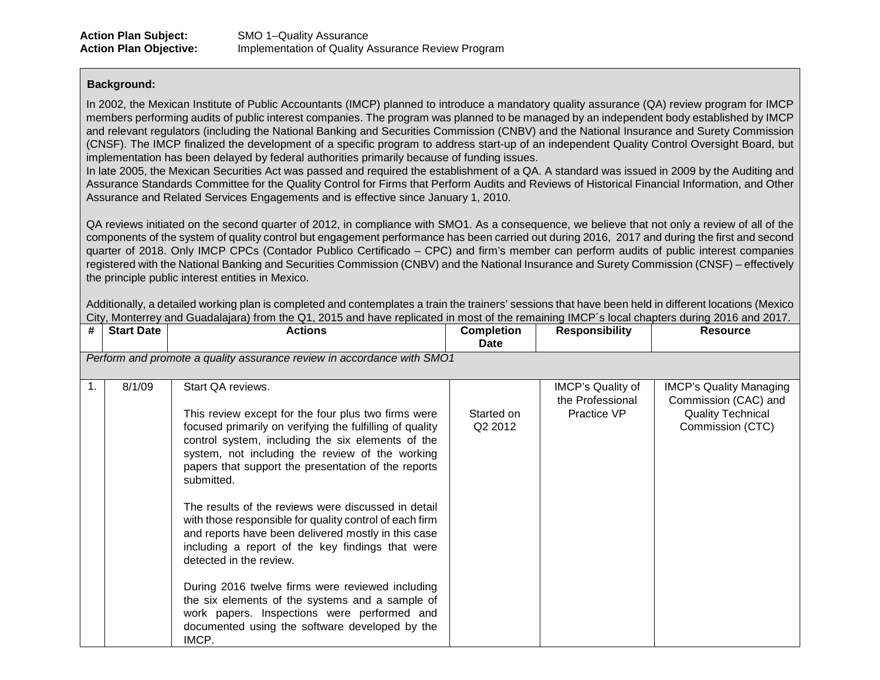**Action Plan Subject:** SMO 1–Quality Assurance
**Action Plan Objective:** Implementation of Quality Assurance Review Program

**Background:**

In 2002, the Mexican Institute of Public Accountants (IMCP) planned to introduce a mandatory quality assurance (QA) review program for IMCP members performing audits of public interest companies. The program was planned to be managed by an independent body established by IMCP and relevant regulators (including the National Banking and Securities Commission (CNBV) and the National Insurance and Surety Commission (CNSF). The IMCP finalized the development of a specific program to address start-up of an independent Quality Control Oversight Board, but implementation has been delayed by federal authorities primarily because of funding issues.
In late 2005, the Mexican Securities Act was passed and required the establishment of a QA. A standard was issued in 2009 by the Auditing and Assurance Standards Committee for the Quality Control for Firms that Perform Audits and Reviews of Historical Financial Information, and Other Assurance and Related Services Engagements and is effective since January 1, 2010.

QA reviews initiated on the second quarter of 2012, in compliance with SMO1. As a consequence, we believe that not only a review of all of the components of the system of quality control but engagement performance has been carried out during 2016, 2017 and during the first and second quarter of 2018. Only IMCP CPCs (Contador Publico Certificado – CPC) and firm's member can perform audits of public interest companies registered with the National Banking and Securities Commission (CNBV) and the National Insurance and Surety Commission (CNSF) – effectively the principle public interest entities in Mexico.

Additionally, a detailed working plan is completed and contemplates a train the trainers' sessions that have been held in different locations (Mexico City, Monterrey and Guadalajara) from the Q1, 2015 and have replicated in most of the remaining IMCP´s local chapters during 2016 and 2017.

| # | Start Date | Actions | Completion Date | Responsibility | Resource |
|---|---|---|---|---|---|
| *Perform and promote a quality assurance review in accordance with SMO1* | | | | | |
| 1. | 8/1/09 | Start QA reviews.<br><br>This review except for the four plus two firms were focused primarily on verifying the fulfilling of quality control system, including the six elements of the system, not including the review of the working papers that support the presentation of the reports submitted.<br><br>The results of the reviews were discussed in detail with those responsible for quality control of each firm and reports have been delivered mostly in this case including a report of the key findings that were detected in the review.<br><br>During 2016 twelve firms were reviewed including the six elements of the systems and a sample of work papers. Inspections were performed and documented using the software developed by the IMCP. | Started on Q2 2012 | IMCP's Quality of the Professional Practice VP | IMCP's Quality Managing Commission (CAC) and Quality Technical Commission (CTC) |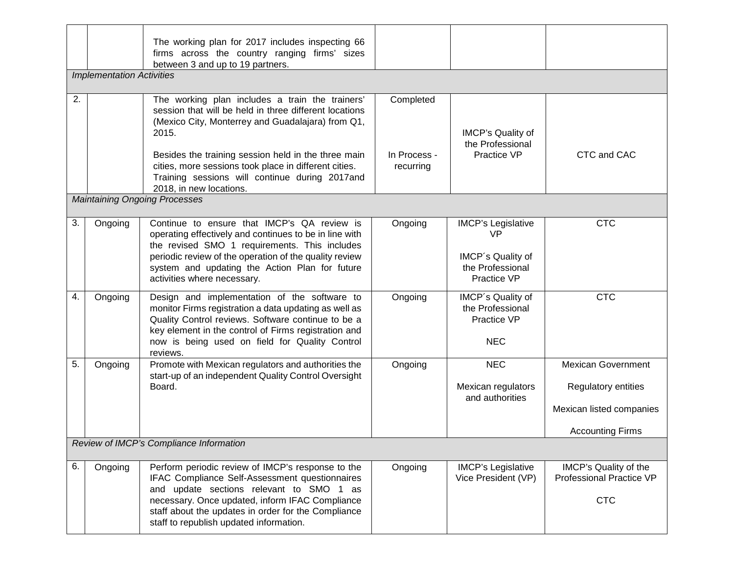| | | | | | |
|---|---|---|---|---|---|
| | | The working plan for 2017 includes inspecting 66 firms across the country ranging firms' sizes between 3 and up to 19 partners. | | | |
| *Implementation Activities* | | | | | |
| 2. | | The working plan includes a train the trainers' session that will be held in three different locations (Mexico City, Monterrey and Guadalajara) from Q1, 2015.<br><br>Besides the training session held in the three main cities, more sessions took place in different cities. Training sessions will continue during 2017and 2018, in new locations. | Completed<br><br>In Process - recurring | IMCP's Quality of the Professional Practice VP | CTC and CAC |
| *Maintaining Ongoing Processes* | | | | | |
| 3. | Ongoing | Continue to ensure that IMCP's QA review is operating effectively and continues to be in line with the revised SMO 1 requirements. This includes periodic review of the operation of the quality review system and updating the Action Plan for future activities where necessary. | Ongoing | IMCP's Legislative VP<br><br>IMCP´s Quality of the Professional Practice VP | CTC |
| 4. | Ongoing | Design and implementation of the software to monitor Firms registration a data updating as well as Quality Control reviews. Software continue to be a key element in the control of Firms registration and now is being used on field for Quality Control reviews. | Ongoing | IMCP´s Quality of the Professional Practice VP<br><br>NEC | CTC |
| 5. | Ongoing | Promote with Mexican regulators and authorities the start-up of an independent Quality Control Oversight Board. | Ongoing | NEC<br><br>Mexican regulators and authorities | Mexican Government<br><br>Regulatory entities<br><br>Mexican listed companies<br><br>Accounting Firms |
| *Review of IMCP's Compliance Information* | | | | | |
| 6. | Ongoing | Perform periodic review of IMCP's response to the IFAC Compliance Self-Assessment questionnaires and update sections relevant to SMO 1 as necessary. Once updated, inform IFAC Compliance staff about the updates in order for the Compliance staff to republish updated information. | Ongoing | IMCP's Legislative Vice President (VP) | IMCP's Quality of the Professional Practice VP<br><br>CTC |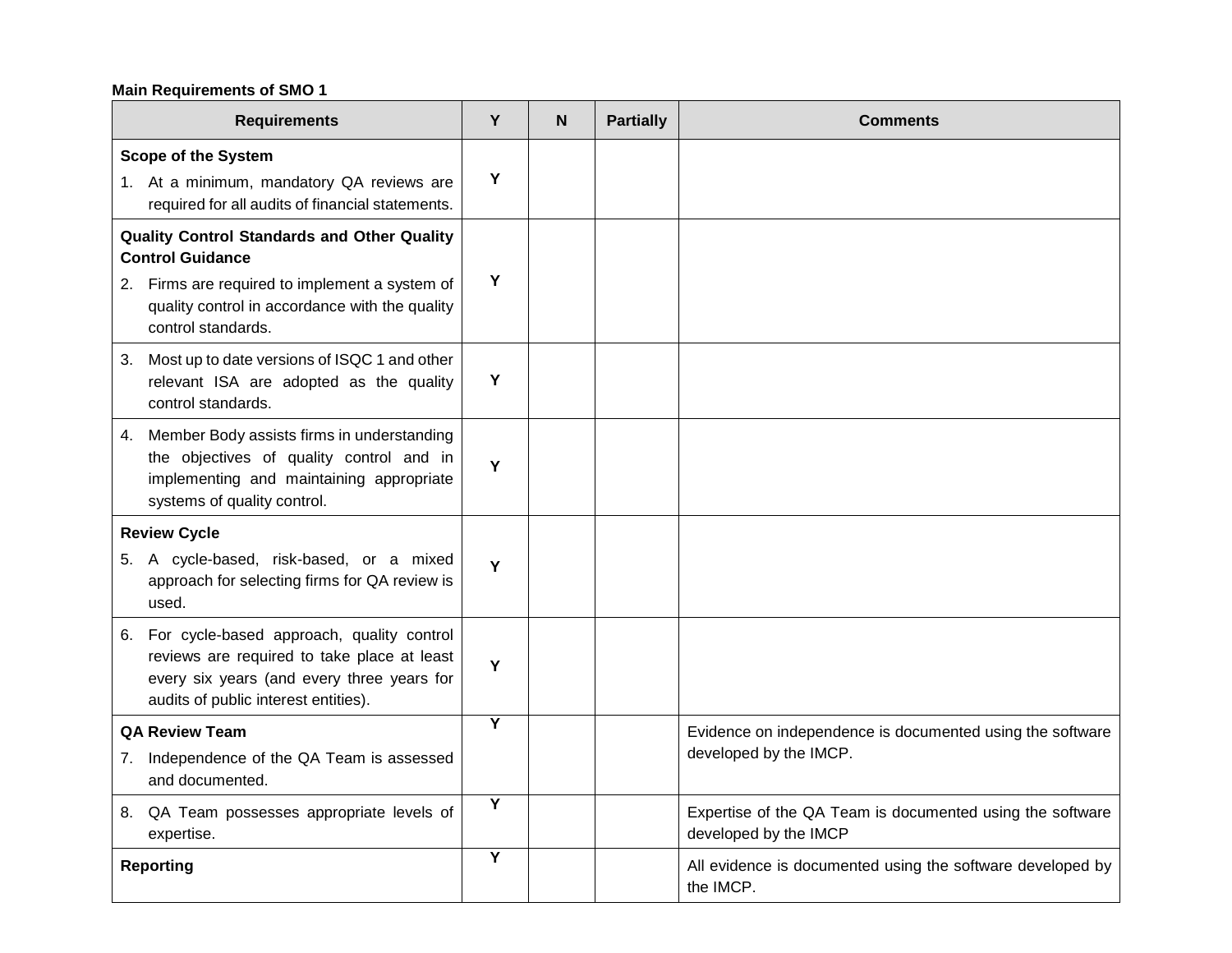**Main Requirements of SMO 1**

| Requirements | Y | N | Partially | Comments |
|---|---|---|---|---|
| **Scope of the System**<br>1. At a minimum, mandatory QA reviews are required for all audits of financial statements. | Y | | | |
| **Quality Control Standards and Other Quality Control Guidance**<br>2. Firms are required to implement a system of quality control in accordance with the quality control standards. | Y | | | |
| 3. Most up to date versions of ISQC 1 and other relevant ISA are adopted as the quality control standards. | Y | | | |
| 4. Member Body assists firms in understanding the objectives of quality control and in implementing and maintaining appropriate systems of quality control. | Y | | | |
| **Review Cycle**<br>5. A cycle-based, risk-based, or a mixed approach for selecting firms for QA review is used. | Y | | | |
| 6. For cycle-based approach, quality control reviews are required to take place at least every six years (and every three years for audits of public interest entities). | Y | | | |
| **QA Review Team**<br>7. Independence of the QA Team is assessed and documented. | Y | | | Evidence on independence is documented using the software developed by the IMCP. |
| 8. QA Team possesses appropriate levels of expertise. | Y | | | Expertise of the QA Team is documented using the software developed by the IMCP |
| **Reporting** | Y | | | All evidence is documented using the software developed by the IMCP. |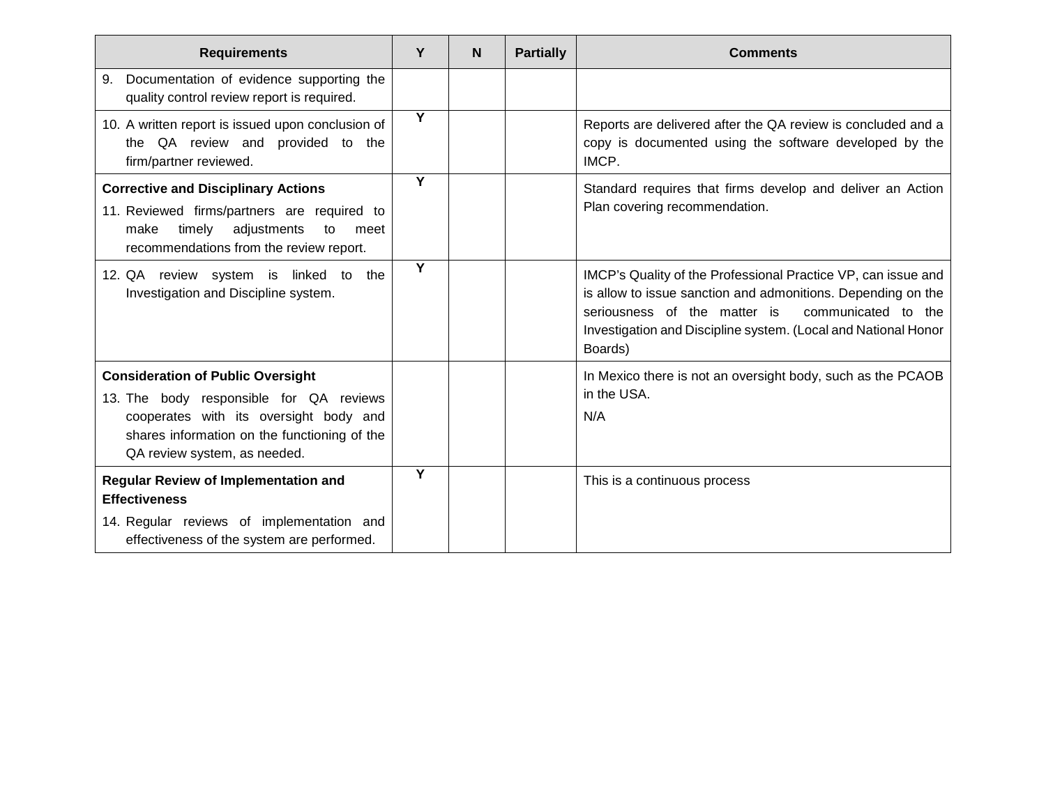| Requirements | Y | N | Partially | Comments |
|---|---|---|---|---|
| 9. Documentation of evidence supporting the quality control review report is required. | | | | |
| 10. A written report is issued upon conclusion of the QA review and provided to the firm/partner reviewed. | Y | | | Reports are delivered after the QA review is concluded and a copy is documented using the software developed by the IMCP. |
| **Corrective and Disciplinary Actions**<br>11. Reviewed firms/partners are required to make timely adjustments to meet recommendations from the review report. | Y | | | Standard requires that firms develop and deliver an Action Plan covering recommendation. |
| 12. QA review system is linked to the Investigation and Discipline system. | Y | | | IMCP's Quality of the Professional Practice VP, can issue and is allow to issue sanction and admonitions. Depending on the seriousness of the matter is communicated to the Investigation and Discipline system. (Local and National Honor Boards) |
| **Consideration of Public Oversight**<br>13. The body responsible for QA reviews cooperates with its oversight body and shares information on the functioning of the QA review system, as needed. | | | | In Mexico there is not an oversight body, such as the PCAOB in the USA.<br>N/A |
| **Regular Review of Implementation and Effectiveness**<br>14. Regular reviews of implementation and effectiveness of the system are performed. | Y | | | This is a continuous process |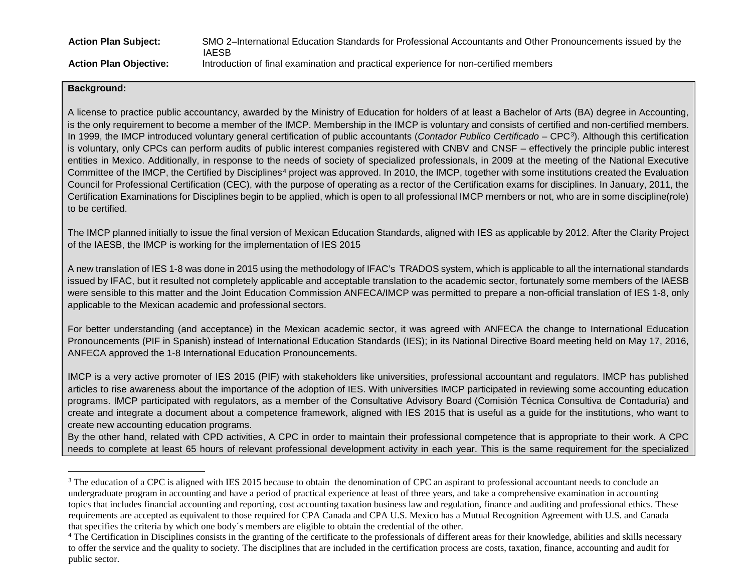**Action Plan Subject:** SMO 2–International Education Standards for Professional Accountants and Other Pronouncements issued by the IAESB

**Action Plan Objective:** Introduction of final examination and practical experience for non-certified members

**Background:**

A license to practice public accountancy, awarded by the Ministry of Education for holders of at least a Bachelor of Arts (BA) degree in Accounting, is the only requirement to become a member of the IMCP. Membership in the IMCP is voluntary and consists of certified and non-certified members. In 1999, the IMCP introduced voluntary general certification of public accountants (*Contador Publico Certificado* – CPC[3]). Although this certification is voluntary, only CPCs can perform audits of public interest companies registered with CNBV and CNSF – effectively the principle public interest entities in Mexico. Additionally, in response to the needs of society of specialized professionals, in 2009 at the meeting of the National Executive Committee of the IMCP, the Certified by Disciplines[4] project was approved. In 2010, the IMCP, together with some institutions created the Evaluation Council for Professional Certification (CEC), with the purpose of operating as a rector of the Certification exams for disciplines. In January, 2011, the Certification Examinations for Disciplines begin to be applied, which is open to all professional IMCP members or not, who are in some discipline(role) to be certified.

The IMCP planned initially to issue the final version of Mexican Education Standards, aligned with IES as applicable by 2012. After the Clarity Project of the IAESB, the IMCP is working for the implementation of IES 2015

A new translation of IES 1-8 was done in 2015 using the methodology of IFAC's TRADOS system, which is applicable to all the international standards issued by IFAC, but it resulted not completely applicable and acceptable translation to the academic sector, fortunately some members of the IAESB were sensible to this matter and the Joint Education Commission ANFECA/IMCP was permitted to prepare a non-official translation of IES 1-8, only applicable to the Mexican academic and professional sectors.

For better understanding (and acceptance) in the Mexican academic sector, it was agreed with ANFECA the change to International Education Pronouncements (PIF in Spanish) instead of International Education Standards (IES); in its National Directive Board meeting held on May 17, 2016, ANFECA approved the 1-8 International Education Pronouncements.

IMCP is a very active promoter of IES 2015 (PIF) with stakeholders like universities, professional accountant and regulators. IMCP has published articles to rise awareness about the importance of the adoption of IES. With universities IMCP participated in reviewing some accounting education programs. IMCP participated with regulators, as a member of the Consultative Advisory Board (Comisión Técnica Consultiva de Contaduría) and create and integrate a document about a competence framework, aligned with IES 2015 that is useful as a guide for the institutions, who want to create new accounting education programs.
By the other hand, related with CPD activities, A CPC in order to maintain their professional competence that is appropriate to their work. A CPC needs to complete at least 65 hours of relevant professional development activity in each year. This is the same requirement for the specialized

---

[3] The education of a CPC is aligned with IES 2015 because to obtain the denomination of CPC an aspirant to professional accountant needs to conclude an undergraduate program in accounting and have a period of practical experience at least of three years, and take a comprehensive examination in accounting topics that includes financial accounting and reporting, cost accounting taxation business law and regulation, finance and auditing and professional ethics. These requirements are accepted as equivalent to those required for CPA Canada and CPA U.S. Mexico has a Mutual Recognition Agreement with U.S. and Canada that specifies the criteria by which one body´s members are eligible to obtain the credential of the other.

[4] The Certification in Disciplines consists in the granting of the certificate to the professionals of different areas for their knowledge, abilities and skills necessary to offer the service and the quality to society. The disciplines that are included in the certification process are costs, taxation, finance, accounting and audit for public sector.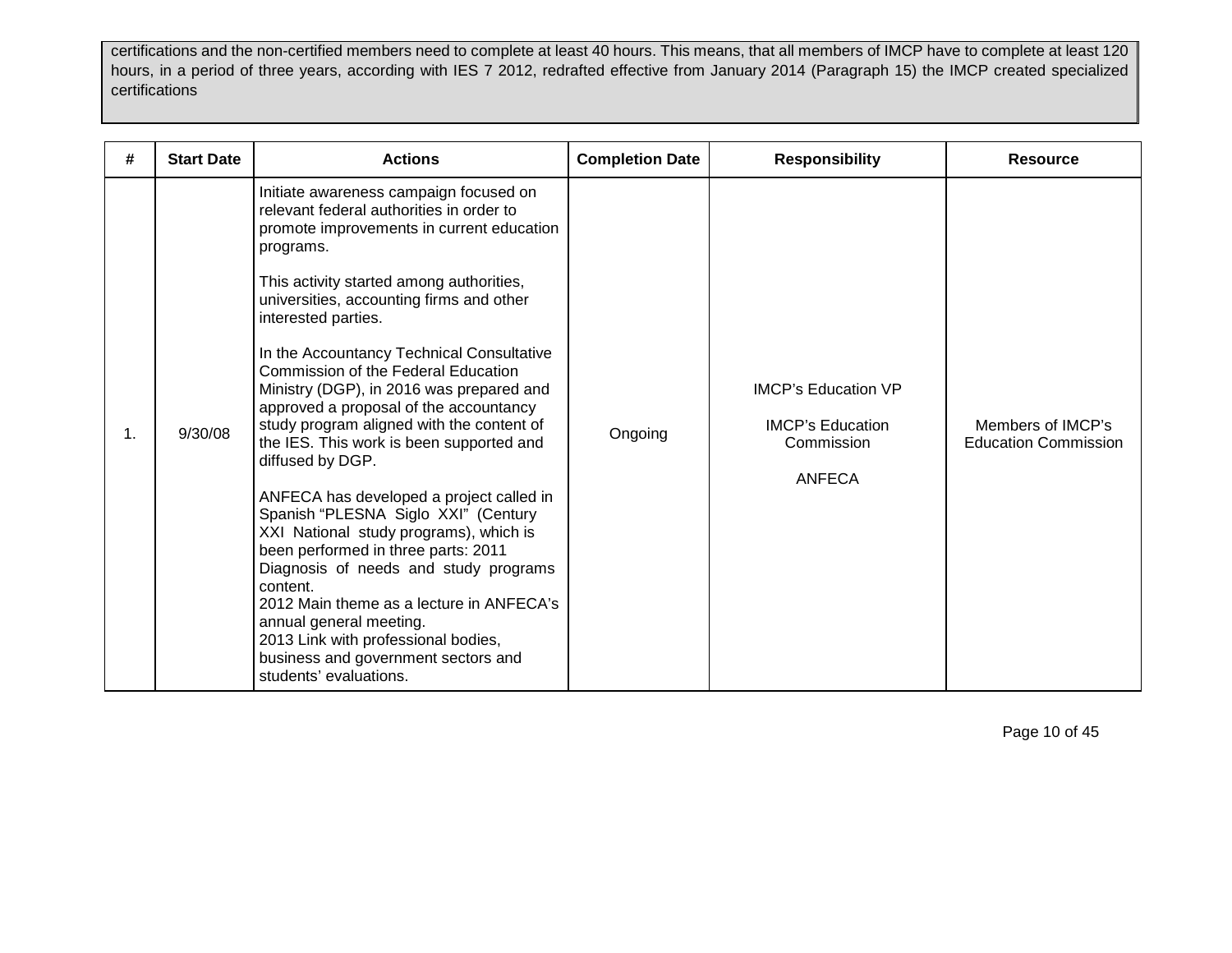certifications and the non-certified members need to complete at least 40 hours. This means, that all members of IMCP have to complete at least 120 hours, in a period of three years, according with IES 7 2012, redrafted effective from January 2014 (Paragraph 15) the IMCP created specialized certifications

| # | Start Date | Actions | Completion Date | Responsibility | Resource |
|---|---|---|---|---|---|
| 1. | 9/30/08 | Initiate awareness campaign focused on relevant federal authorities in order to promote improvements in current education programs.<br><br>This activity started among authorities, universities, accounting firms and other interested parties.<br><br>In the Accountancy Technical Consultative Commission of the Federal Education Ministry (DGP), in 2016 was prepared and approved a proposal of the accountancy study program aligned with the content of the IES. This work is been supported and diffused by DGP.<br><br>ANFECA has developed a project called in Spanish "PLESNA Siglo XXI" (Century XXI National study programs), which is been performed in three parts: 2011 Diagnosis of needs and study programs content.<br>2012 Main theme as a lecture in ANFECA's annual general meeting.<br>2013 Link with professional bodies, business and government sectors and students' evaluations. | Ongoing | IMCP's Education VP<br><br>IMCP's Education Commission<br><br>ANFECA | Members of IMCP's Education Commission |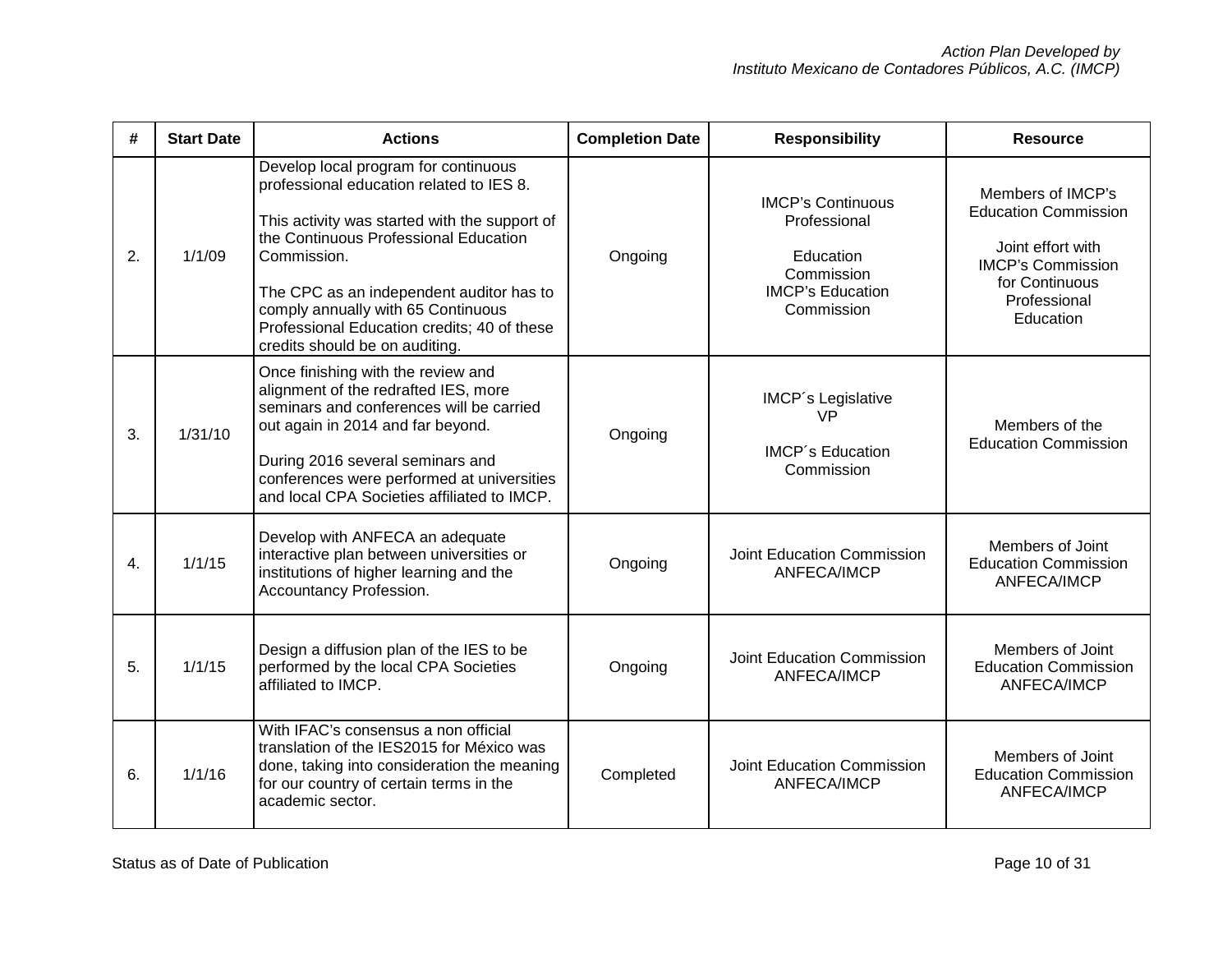| # | Start Date | Actions | Completion Date | Responsibility | Resource |
|---|---|---|---|---|---|
| 2. | 1/1/09 | Develop local program for continuous professional education related to IES 8.<br><br>This activity was started with the support of the Continuous Professional Education Commission.<br><br>The CPC as an independent auditor has to comply annually with 65 Continuous Professional Education credits; 40 of these credits should be on auditing. | Ongoing | IMCP's Continuous Professional<br><br>Education Commission<br>IMCP's Education Commission | Members of IMCP's Education Commission<br><br>Joint effort with IMCP's Commission for Continuous Professional Education |
| 3. | 1/31/10 | Once finishing with the review and alignment of the redrafted IES, more seminars and conferences will be carried out again in 2014 and far beyond.<br><br>During 2016 several seminars and conferences were performed at universities and local CPA Societies affiliated to IMCP. | Ongoing | IMCP´s Legislative VP<br><br>IMCP´s Education Commission | Members of the Education Commission |
| 4. | 1/1/15 | Develop with ANFECA an adequate interactive plan between universities or institutions of higher learning and the Accountancy Profession. | Ongoing | Joint Education Commission ANFECA/IMCP | Members of Joint Education Commission ANFECA/IMCP |
| 5. | 1/1/15 | Design a diffusion plan of the IES to be performed by the local CPA Societies affiliated to IMCP. | Ongoing | Joint Education Commission ANFECA/IMCP | Members of Joint Education Commission ANFECA/IMCP |
| 6. | 1/1/16 | With IFAC's consensus a non official translation of the IES2015 for México was done, taking into consideration the meaning for our country of certain terms in the academic sector. | Completed | Joint Education Commission ANFECA/IMCP | Members of Joint Education Commission ANFECA/IMCP |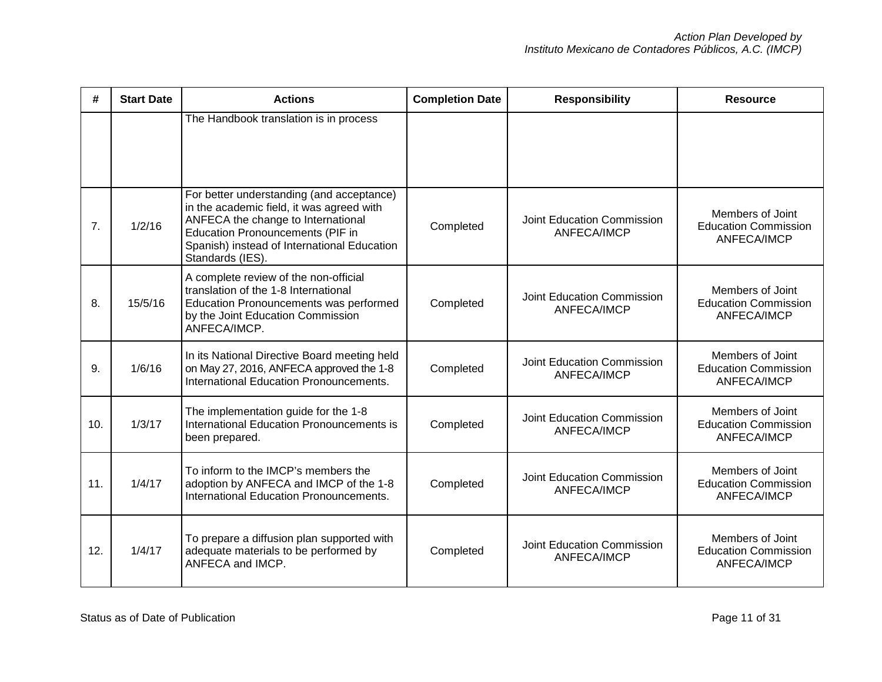| # | Start Date | Actions | Completion Date | Responsibility | Resource |
|---|---|---|---|---|---|
| | | The Handbook translation is in process | | | |
| 7. | 1/2/16 | For better understanding (and acceptance) in the academic field, it was agreed with ANFECA the change to International Education Pronouncements (PIF in Spanish) instead of International Education Standards (IES). | Completed | Joint Education Commission ANFECA/IMCP | Members of Joint Education Commission ANFECA/IMCP |
| 8. | 15/5/16 | A complete review of the non-official translation of the 1-8 International Education Pronouncements was performed by the Joint Education Commission ANFECA/IMCP. | Completed | Joint Education Commission ANFECA/IMCP | Members of Joint Education Commission ANFECA/IMCP |
| 9. | 1/6/16 | In its National Directive Board meeting held on May 27, 2016, ANFECA approved the 1-8 International Education Pronouncements. | Completed | Joint Education Commission ANFECA/IMCP | Members of Joint Education Commission ANFECA/IMCP |
| 10. | 1/3/17 | The implementation guide for the 1-8 International Education Pronouncements is been prepared. | Completed | Joint Education Commission ANFECA/IMCP | Members of Joint Education Commission ANFECA/IMCP |
| 11. | 1/4/17 | To inform to the IMCP's members the adoption by ANFECA and IMCP of the 1-8 International Education Pronouncements. | Completed | Joint Education Commission ANFECA/IMCP | Members of Joint Education Commission ANFECA/IMCP |
| 12. | 1/4/17 | To prepare a diffusion plan supported with adequate materials to be performed by ANFECA and IMCP. | Completed | Joint Education Commission ANFECA/IMCP | Members of Joint Education Commission ANFECA/IMCP |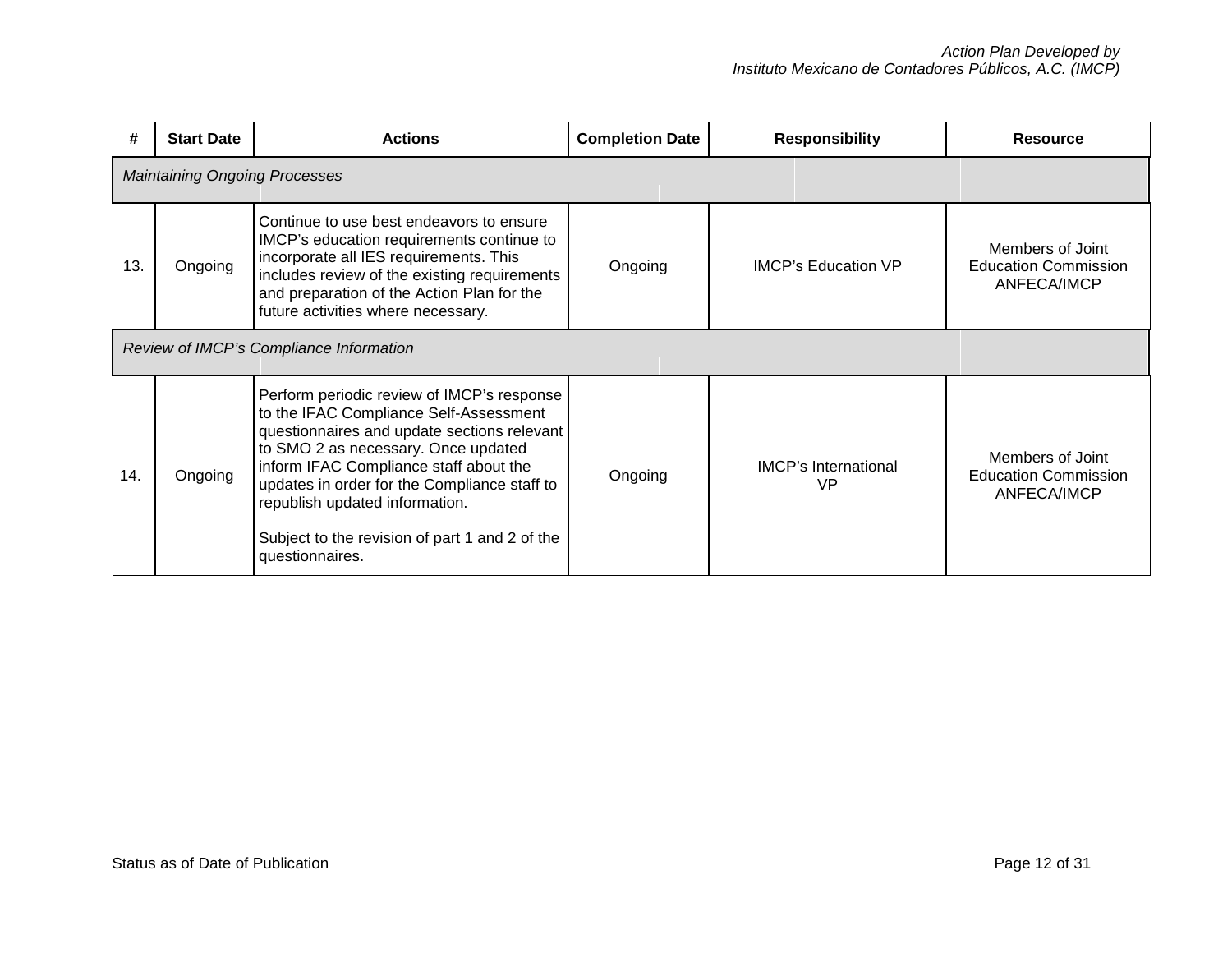| # | Start Date | Actions | Completion Date | Responsibility | Resource |
|---|---|---|---|---|---|
| *Maintaining Ongoing Processes* | | | | | |
| 13. | Ongoing | Continue to use best endeavors to ensure IMCP's education requirements continue to incorporate all IES requirements. This includes review of the existing requirements and preparation of the Action Plan for the future activities where necessary. | Ongoing | IMCP's Education VP | Members of Joint Education Commission ANFECA/IMCP |
| *Review of IMCP's Compliance Information* | | | | | |
| 14. | Ongoing | Perform periodic review of IMCP's response to the IFAC Compliance Self-Assessment questionnaires and update sections relevant to SMO 2 as necessary. Once updated inform IFAC Compliance staff about the updates in order for the Compliance staff to republish updated information.<br><br>Subject to the revision of part 1 and 2 of the questionnaires. | Ongoing | IMCP's International VP | Members of Joint Education Commission ANFECA/IMCP |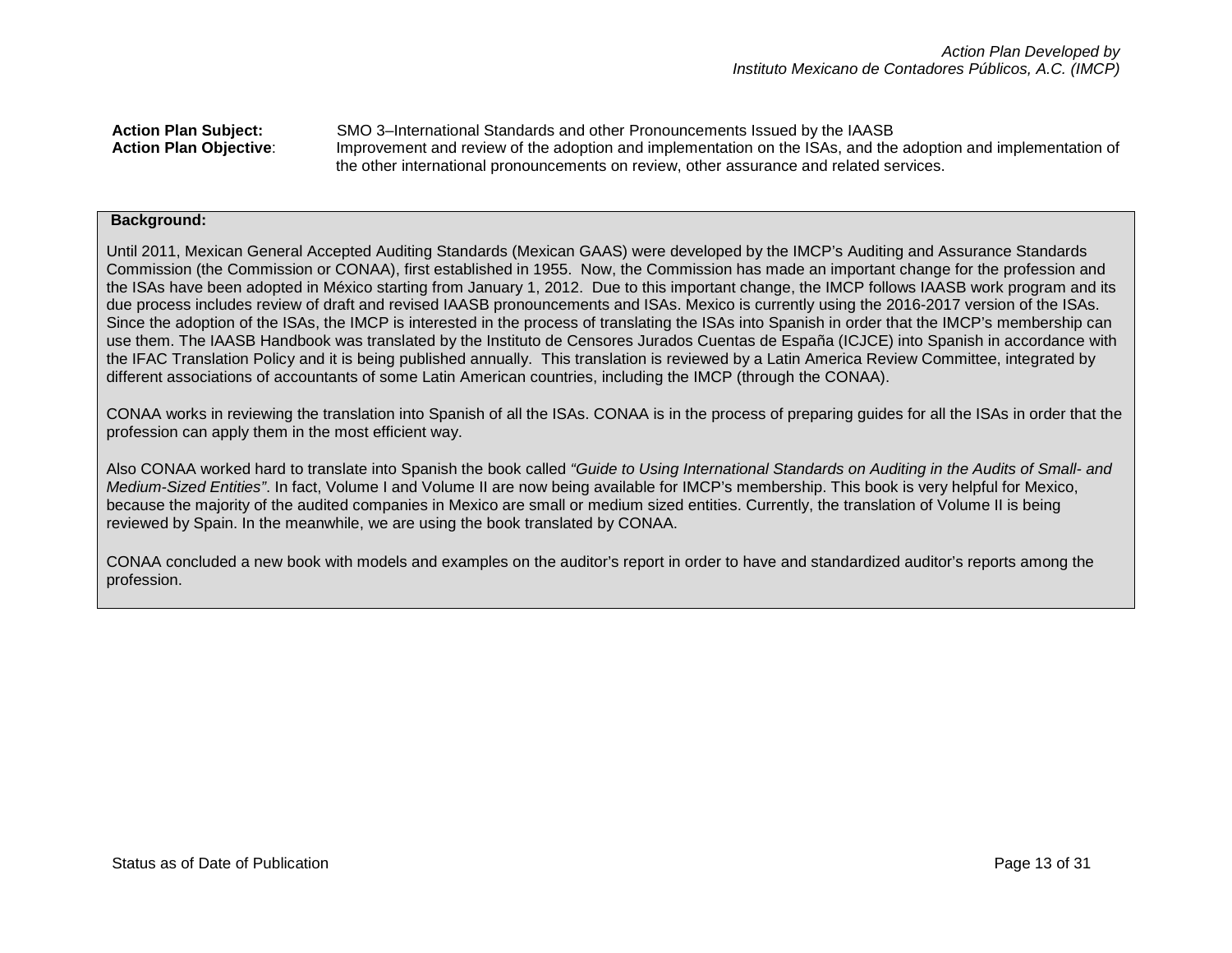**Action Plan Subject:** SMO 3–International Standards and other Pronouncements Issued by the IAASB

**Action Plan Objective**: Improvement and review of the adoption and implementation on the ISAs, and the adoption and implementation of the other international pronouncements on review, other assurance and related services.

**Background:**

Until 2011, Mexican General Accepted Auditing Standards (Mexican GAAS) were developed by the IMCP's Auditing and Assurance Standards Commission (the Commission or CONAA), first established in 1955. Now, the Commission has made an important change for the profession and the ISAs have been adopted in México starting from January 1, 2012. Due to this important change, the IMCP follows IAASB work program and its due process includes review of draft and revised IAASB pronouncements and ISAs. Mexico is currently using the 2016-2017 version of the ISAs. Since the adoption of the ISAs, the IMCP is interested in the process of translating the ISAs into Spanish in order that the IMCP's membership can use them. The IAASB Handbook was translated by the Instituto de Censores Jurados Cuentas de España (ICJCE) into Spanish in accordance with the IFAC Translation Policy and it is being published annually. This translation is reviewed by a Latin America Review Committee, integrated by different associations of accountants of some Latin American countries, including the IMCP (through the CONAA).

CONAA works in reviewing the translation into Spanish of all the ISAs. CONAA is in the process of preparing guides for all the ISAs in order that the profession can apply them in the most efficient way.

Also CONAA worked hard to translate into Spanish the book called *"Guide to Using International Standards on Auditing in the Audits of Small- and Medium-Sized Entities"*. In fact, Volume I and Volume II are now being available for IMCP's membership. This book is very helpful for Mexico, because the majority of the audited companies in Mexico are small or medium sized entities. Currently, the translation of Volume II is being reviewed by Spain. In the meanwhile, we are using the book translated by CONAA.

CONAA concluded a new book with models and examples on the auditor's report in order to have and standardized auditor's reports among the profession.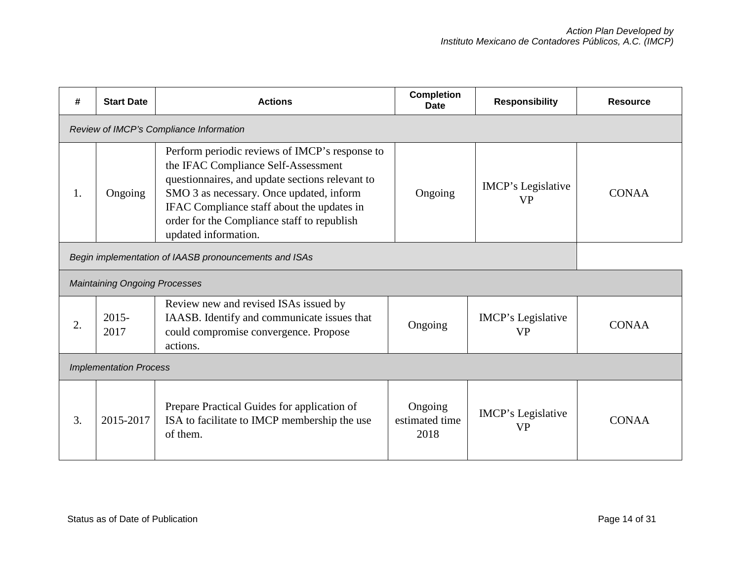| # | Start Date | Actions | Completion Date | Responsibility | Resource |
|---|---|---|---|---|---|
| *Review of IMCP's Compliance Information* | | | | | |
| 1. | Ongoing | Perform periodic reviews of IMCP's response to the IFAC Compliance Self-Assessment questionnaires, and update sections relevant to SMO 3 as necessary. Once updated, inform IFAC Compliance staff about the updates in order for the Compliance staff to republish updated information. | Ongoing | IMCP's Legislative VP | CONAA |
| *Begin implementation of IAASB pronouncements and ISAs* | | | | | |
| *Maintaining Ongoing Processes* | | | | | |
| 2. | 2015-2017 | Review new and revised ISAs issued by IAASB. Identify and communicate issues that could compromise convergence. Propose actions. | Ongoing | IMCP's Legislative VP | CONAA |
| *Implementation Process* | | | | | |
| 3. | 2015-2017 | Prepare Practical Guides for application of ISA to facilitate to IMCP membership the use of them. | Ongoing estimated time 2018 | IMCP's Legislative VP | CONAA |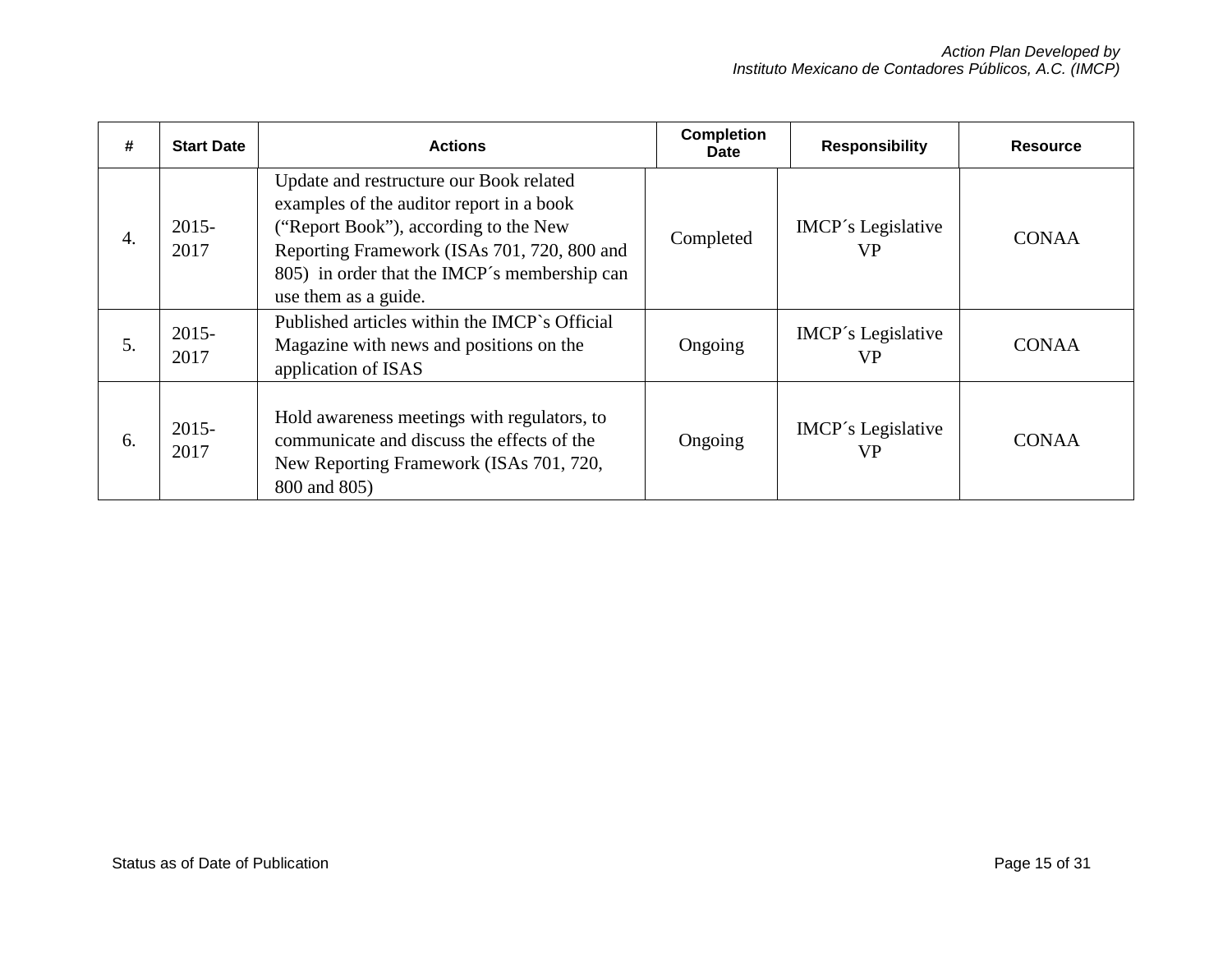| # | Start Date | Actions | Completion Date | Responsibility | Resource |
|---|---|---|---|---|---|
| 4. | 2015-2017 | Update and restructure our Book related examples of the auditor report in a book (“Report Book”), according to the New Reporting Framework (ISAs 701, 720, 800 and 805) in order that the IMCP´s membership can use them as a guide. | Completed | IMCP´s Legislative VP | CONAA |
| 5. | 2015-2017 | Published articles within the IMCP`s Official Magazine with news and positions on the application of ISAS | Ongoing | IMCP´s Legislative VP | CONAA |
| 6. | 2015-2017 | Hold awareness meetings with regulators, to communicate and discuss the effects of the New Reporting Framework (ISAs 701, 720, 800 and 805) | Ongoing | IMCP´s Legislative VP | CONAA |

Status as of Date of Publication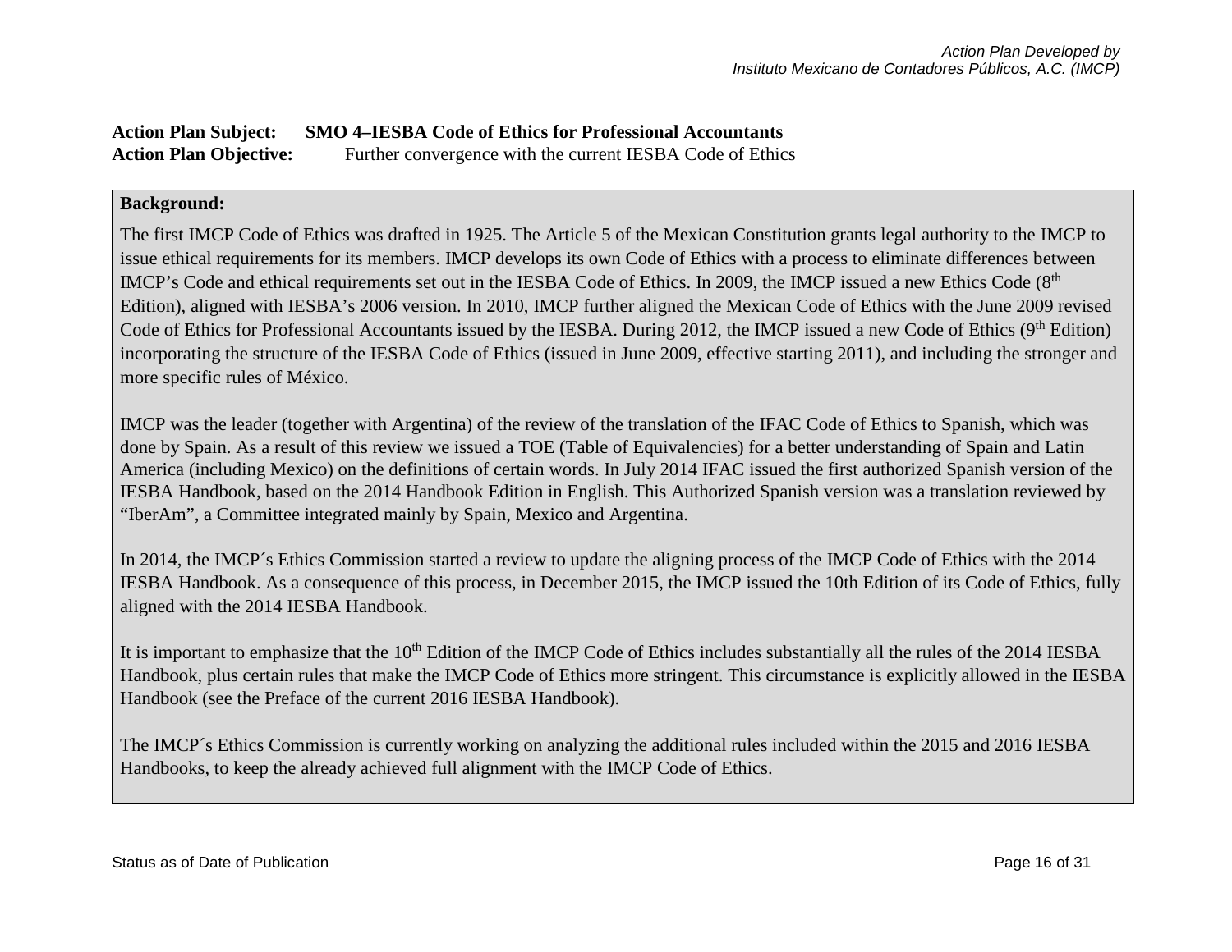**Action Plan Subject:** **SMO 4–IESBA Code of Ethics for Professional Accountants**
**Action Plan Objective:** Further convergence with the current IESBA Code of Ethics

**Background:**

The first IMCP Code of Ethics was drafted in 1925. The Article 5 of the Mexican Constitution grants legal authority to the IMCP to issue ethical requirements for its members. IMCP develops its own Code of Ethics with a process to eliminate differences between IMCP's Code and ethical requirements set out in the IESBA Code of Ethics. In 2009, the IMCP issued a new Ethics Code (8th Edition), aligned with IESBA's 2006 version. In 2010, IMCP further aligned the Mexican Code of Ethics with the June 2009 revised Code of Ethics for Professional Accountants issued by the IESBA. During 2012, the IMCP issued a new Code of Ethics (9th Edition) incorporating the structure of the IESBA Code of Ethics (issued in June 2009, effective starting 2011), and including the stronger and more specific rules of México.

IMCP was the leader (together with Argentina) of the review of the translation of the IFAC Code of Ethics to Spanish, which was done by Spain. As a result of this review we issued a TOE (Table of Equivalencies) for a better understanding of Spain and Latin America (including Mexico) on the definitions of certain words. In July 2014 IFAC issued the first authorized Spanish version of the IESBA Handbook, based on the 2014 Handbook Edition in English. This Authorized Spanish version was a translation reviewed by "IberAm", a Committee integrated mainly by Spain, Mexico and Argentina.

In 2014, the IMCP´s Ethics Commission started a review to update the aligning process of the IMCP Code of Ethics with the 2014 IESBA Handbook. As a consequence of this process, in December 2015, the IMCP issued the 10th Edition of its Code of Ethics, fully aligned with the 2014 IESBA Handbook.

It is important to emphasize that the 10th Edition of the IMCP Code of Ethics includes substantially all the rules of the 2014 IESBA Handbook, plus certain rules that make the IMCP Code of Ethics more stringent. This circumstance is explicitly allowed in the IESBA Handbook (see the Preface of the current 2016 IESBA Handbook).

The IMCP´s Ethics Commission is currently working on analyzing the additional rules included within the 2015 and 2016 IESBA Handbooks, to keep the already achieved full alignment with the IMCP Code of Ethics.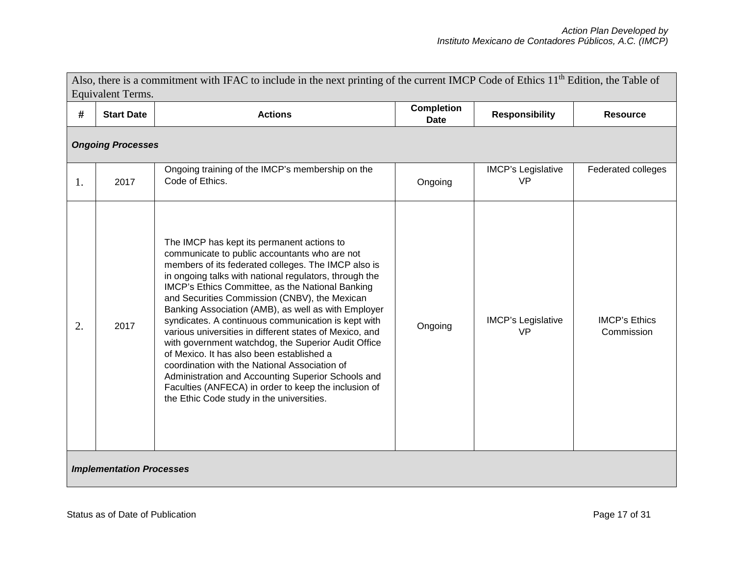| Also, there is a commitment with IFAC to include in the next printing of the current IMCP Code of Ethics 11th Edition, the Table of Equivalent Terms. | | | | | |
|---|---|---|---|---|---|
| **#** | **Start Date** | **Actions** | **Completion Date** | **Responsibility** | **Resource** |
| ***Ongoing Processes*** | | | | | |
| 1. | 2017 | Ongoing training of the IMCP's membership on the Code of Ethics. | Ongoing | IMCP's Legislative VP | Federated colleges |
| 2. | 2017 | The IMCP has kept its permanent actions to communicate to public accountants who are not members of its federated colleges. The IMCP also is in ongoing talks with national regulators, through the IMCP's Ethics Committee, as the National Banking and Securities Commission (CNBV), the Mexican Banking Association (AMB), as well as with Employer syndicates. A continuous communication is kept with various universities in different states of Mexico, and with government watchdog, the Superior Audit Office of Mexico. It has also been established a coordination with the National Association of Administration and Accounting Superior Schools and Faculties (ANFECA) in order to keep the inclusion of the Ethic Code study in the universities. | Ongoing | IMCP's Legislative VP | IMCP's Ethics Commission |
| ***Implementation Processes*** | | | | | |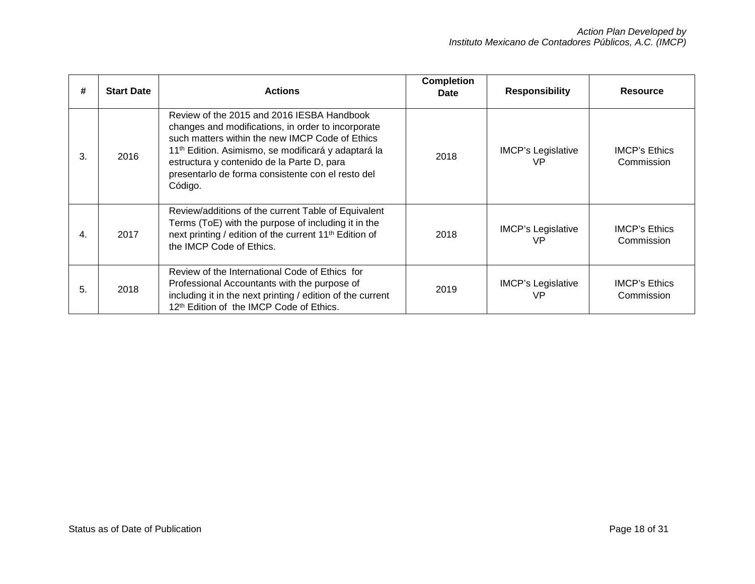| # | Start Date | Actions | Completion Date | Responsibility | Resource |
|---|---|---|---|---|---|
| 3. | 2016 | Review of the 2015 and 2016 IESBA Handbook changes and modifications, in order to incorporate such matters within the new IMCP Code of Ethics 11th Edition. Asimismo, se modificará y adaptará la estructura y contenido de la Parte D, para presentarlo de forma consistente con el resto del Código. | 2018 | IMCP's Legislative VP | IMCP's Ethics Commission |
| 4. | 2017 | Review/additions of the current Table of Equivalent Terms (ToE) with the purpose of including it in the next printing / edition of the current 11th Edition of the IMCP Code of Ethics. | 2018 | IMCP's Legislative VP | IMCP's Ethics Commission |
| 5. | 2018 | Review of the International Code of Ethics for Professional Accountants with the purpose of including it in the next printing / edition of the current 12th Edition of the IMCP Code of Ethics. | 2019 | IMCP's Legislative VP | IMCP's Ethics Commission |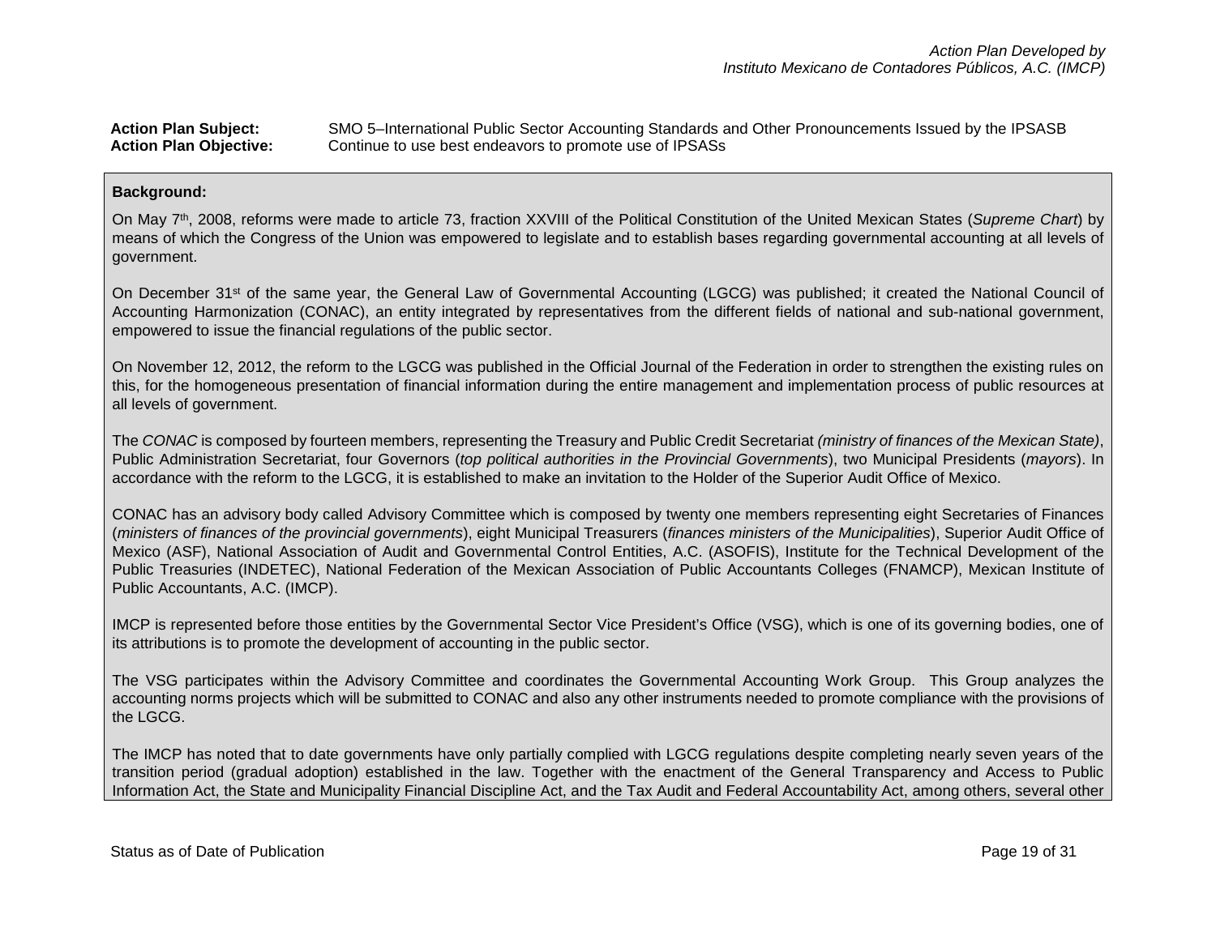**Action Plan Subject:** SMO 5–International Public Sector Accounting Standards and Other Pronouncements Issued by the IPSASB
**Action Plan Objective:** Continue to use best endeavors to promote use of IPSASs

**Background:**

On May 7th, 2008, reforms were made to article 73, fraction XXVIII of the Political Constitution of the United Mexican States (*Supreme Chart*) by means of which the Congress of the Union was empowered to legislate and to establish bases regarding governmental accounting at all levels of government.

On December 31st of the same year, the General Law of Governmental Accounting (LGCG) was published; it created the National Council of Accounting Harmonization (CONAC), an entity integrated by representatives from the different fields of national and sub-national government, empowered to issue the financial regulations of the public sector.

On November 12, 2012, the reform to the LGCG was published in the Official Journal of the Federation in order to strengthen the existing rules on this, for the homogeneous presentation of financial information during the entire management and implementation process of public resources at all levels of government.

The *CONAC* is composed by fourteen members, representing the Treasury and Public Credit Secretariat *(ministry of finances of the Mexican State)*, Public Administration Secretariat, four Governors (*top political authorities in the Provincial Governments*), two Municipal Presidents (*mayors*). In accordance with the reform to the LGCG, it is established to make an invitation to the Holder of the Superior Audit Office of Mexico.

CONAC has an advisory body called Advisory Committee which is composed by twenty one members representing eight Secretaries of Finances (*ministers of finances of the provincial governments*), eight Municipal Treasurers (*finances ministers of the Municipalities*), Superior Audit Office of Mexico (ASF), National Association of Audit and Governmental Control Entities, A.C. (ASOFIS), Institute for the Technical Development of the Public Treasuries (INDETEC), National Federation of the Mexican Association of Public Accountants Colleges (FNAMCP), Mexican Institute of Public Accountants, A.C. (IMCP).

IMCP is represented before those entities by the Governmental Sector Vice President's Office (VSG), which is one of its governing bodies, one of its attributions is to promote the development of accounting in the public sector.

The VSG participates within the Advisory Committee and coordinates the Governmental Accounting Work Group. This Group analyzes the accounting norms projects which will be submitted to CONAC and also any other instruments needed to promote compliance with the provisions of the LGCG.

The IMCP has noted that to date governments have only partially complied with LGCG regulations despite completing nearly seven years of the transition period (gradual adoption) established in the law. Together with the enactment of the General Transparency and Access to Public Information Act, the State and Municipality Financial Discipline Act, and the Tax Audit and Federal Accountability Act, among others, several other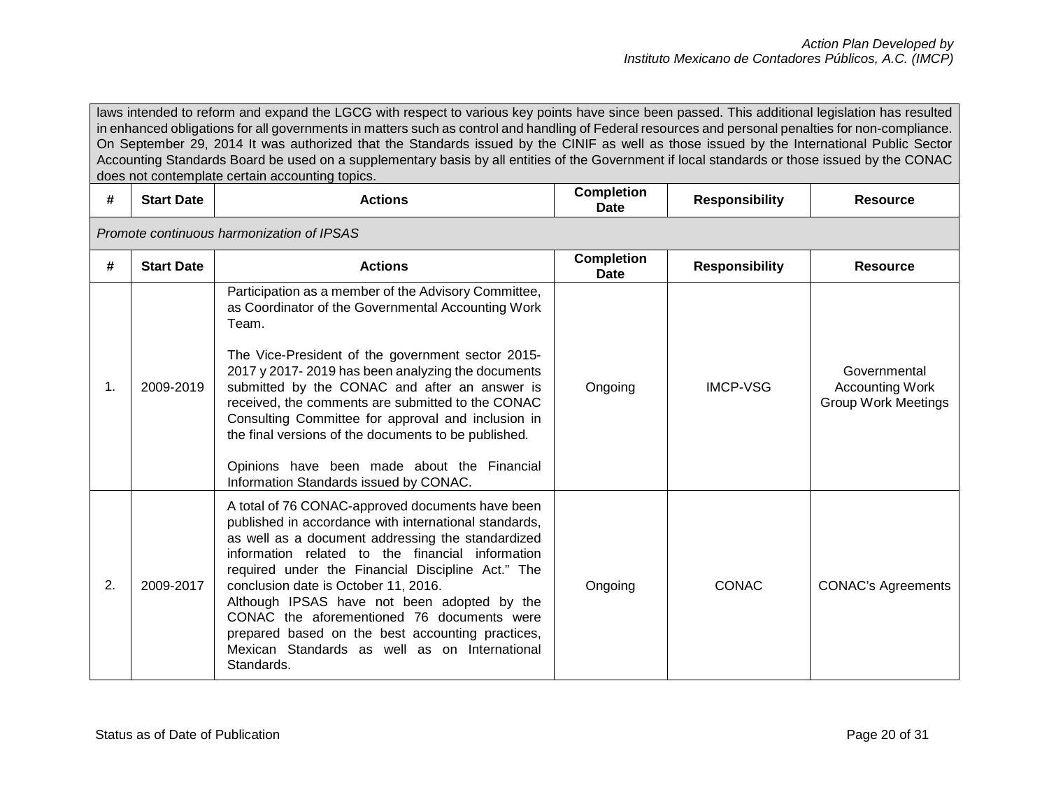laws intended to reform and expand the LGCG with respect to various key points have since been passed. This additional legislation has resulted in enhanced obligations for all governments in matters such as control and handling of Federal resources and personal penalties for non-compliance. On September 29, 2014 It was authorized that the Standards issued by the CINIF as well as those issued by the International Public Sector Accounting Standards Board be used on a supplementary basis by all entities of the Government if local standards or those issued by the CONAC does not contemplate certain accounting topics.

| # | Start Date | Actions | Completion Date | Responsibility | Resource |
|---|---|---|---|---|---|

*Promote continuous harmonization of IPSAS*

| # | Start Date | Actions | Completion Date | Responsibility | Resource |
|---|---|---|---|---|---|
| 1. | 2009-2019 | Participation as a member of the Advisory Committee, as Coordinator of the Governmental Accounting Work Team.<br><br>The Vice-President of the government sector 2015-2017 y 2017- 2019 has been analyzing the documents submitted by the CONAC and after an answer is received, the comments are submitted to the CONAC Consulting Committee for approval and inclusion in the final versions of the documents to be published.<br><br>Opinions have been made about the Financial Information Standards issued by CONAC. | Ongoing | IMCP-VSG | Governmental Accounting Work Group Work Meetings |
| 2. | 2009-2017 | A total of 76 CONAC-approved documents have been published in accordance with international standards, as well as a document addressing the standardized information related to the financial information required under the Financial Discipline Act." The conclusion date is October 11, 2016.<br>Although IPSAS have not been adopted by the CONAC the aforementioned 76 documents were prepared based on the best accounting practices, Mexican Standards as well as on International Standards. | Ongoing | CONAC | CONAC's Agreements |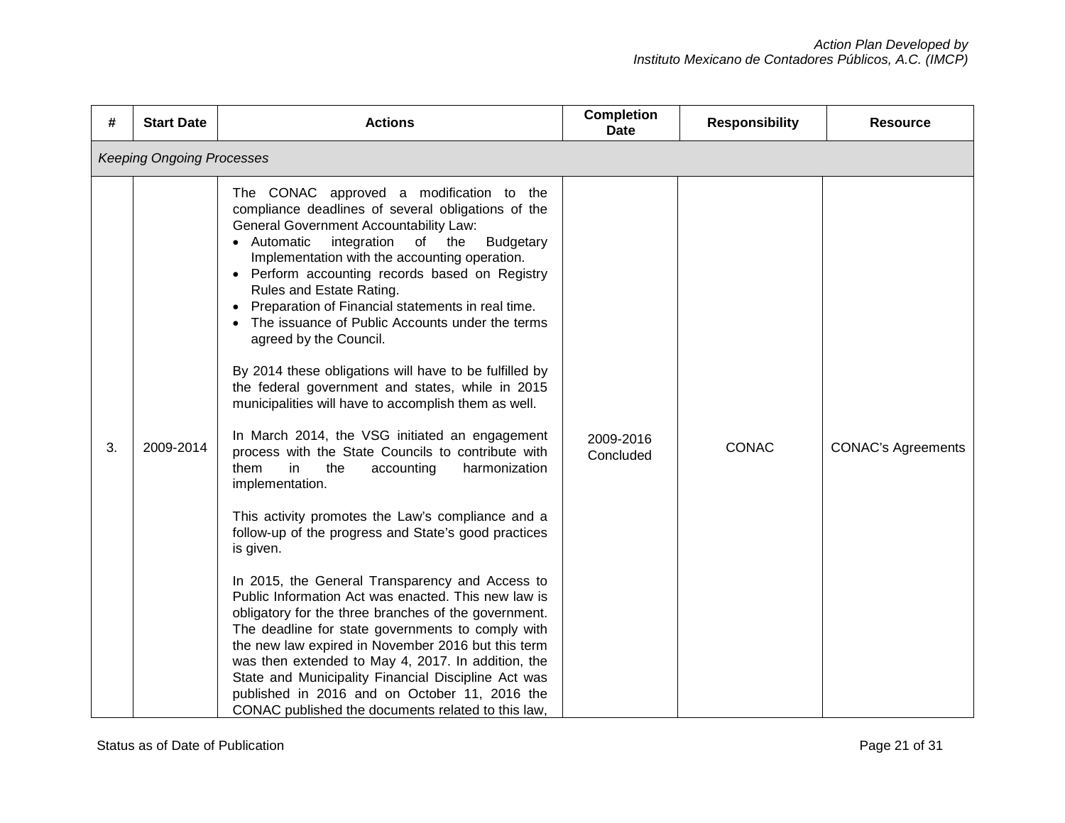| # | Start Date | Actions | Completion Date | Responsibility | Resource |
|---|---|---|---|---|---|
| *Keeping Ongoing Processes* | | | | | |
| 3. | 2009-2014 | The CONAC approved a modification to the compliance deadlines of several obligations of the General Government Accountability Law:<br>• Automatic integration of the Budgetary Implementation with the accounting operation.<br>• Perform accounting records based on Registry Rules and Estate Rating.<br>• Preparation of Financial statements in real time.<br>• The issuance of Public Accounts under the terms agreed by the Council.<br><br>By 2014 these obligations will have to be fulfilled by the federal government and states, while in 2015 municipalities will have to accomplish them as well.<br><br>In March 2014, the VSG initiated an engagement process with the State Councils to contribute with them in the accounting harmonization implementation.<br><br>This activity promotes the Law's compliance and a follow-up of the progress and State's good practices is given.<br><br>In 2015, the General Transparency and Access to Public Information Act was enacted. This new law is obligatory for the three branches of the government. The deadline for state governments to comply with the new law expired in November 2016 but this term was then extended to May 4, 2017. In addition, the State and Municipality Financial Discipline Act was published in 2016 and on October 11, 2016 the CONAC published the documents related to this law, | 2009-2016 Concluded | CONAC | CONAC's Agreements |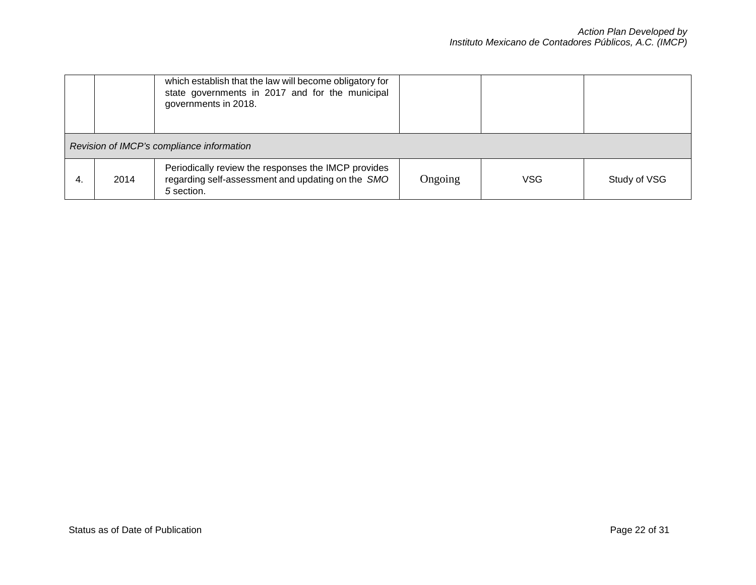| | | | | | |
|---|---|---|---|---|---|
| | | which establish that the law will become obligatory for state governments in 2017 and for the municipal governments in 2018. | | | |
| *Revision of IMCP's compliance information* | | | | | |
| 4. | 2014 | Periodically review the responses the IMCP provides regarding self-assessment and updating on the *SMO 5* section. | Ongoing | VSG | Study of VSG |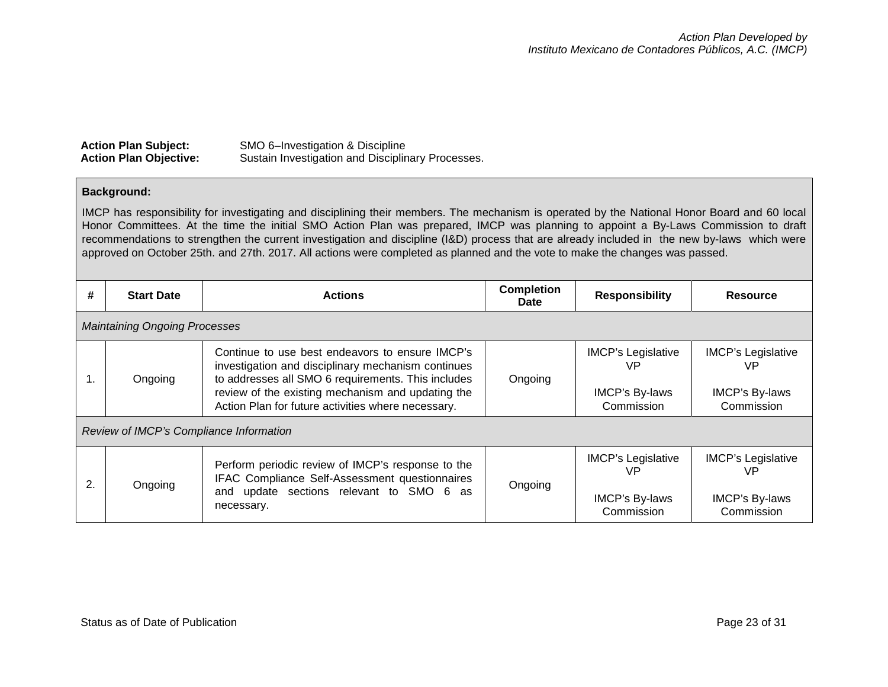**Action Plan Subject:** SMO 6–Investigation & Discipline
**Action Plan Objective:** Sustain Investigation and Disciplinary Processes.

**Background:**

IMCP has responsibility for investigating and disciplining their members. The mechanism is operated by the National Honor Board and 60 local Honor Committees. At the time the initial SMO Action Plan was prepared, IMCP was planning to appoint a By-Laws Commission to draft recommendations to strengthen the current investigation and discipline (I&D) process that are already included in the new by-laws which were approved on October 25th. and 27th. 2017. All actions were completed as planned and the vote to make the changes was passed.

| # | Start Date | Actions | Completion Date | Responsibility | Resource |
|---|---|---|---|---|---|
| *Maintaining Ongoing Processes* | | | | | |
| 1. | Ongoing | Continue to use best endeavors to ensure IMCP's investigation and disciplinary mechanism continues to addresses all SMO 6 requirements. This includes review of the existing mechanism and updating the Action Plan for future activities where necessary. | Ongoing | IMCP's Legislative VP<br><br>IMCP's By-laws Commission | IMCP's Legislative VP<br><br>IMCP's By-laws Commission |
| *Review of IMCP's Compliance Information* | | | | | |
| 2. | Ongoing | Perform periodic review of IMCP's response to the IFAC Compliance Self-Assessment questionnaires and update sections relevant to SMO 6 as necessary. | Ongoing | IMCP's Legislative VP<br><br>IMCP's By-laws Commission | IMCP's Legislative VP<br><br>IMCP's By-laws Commission |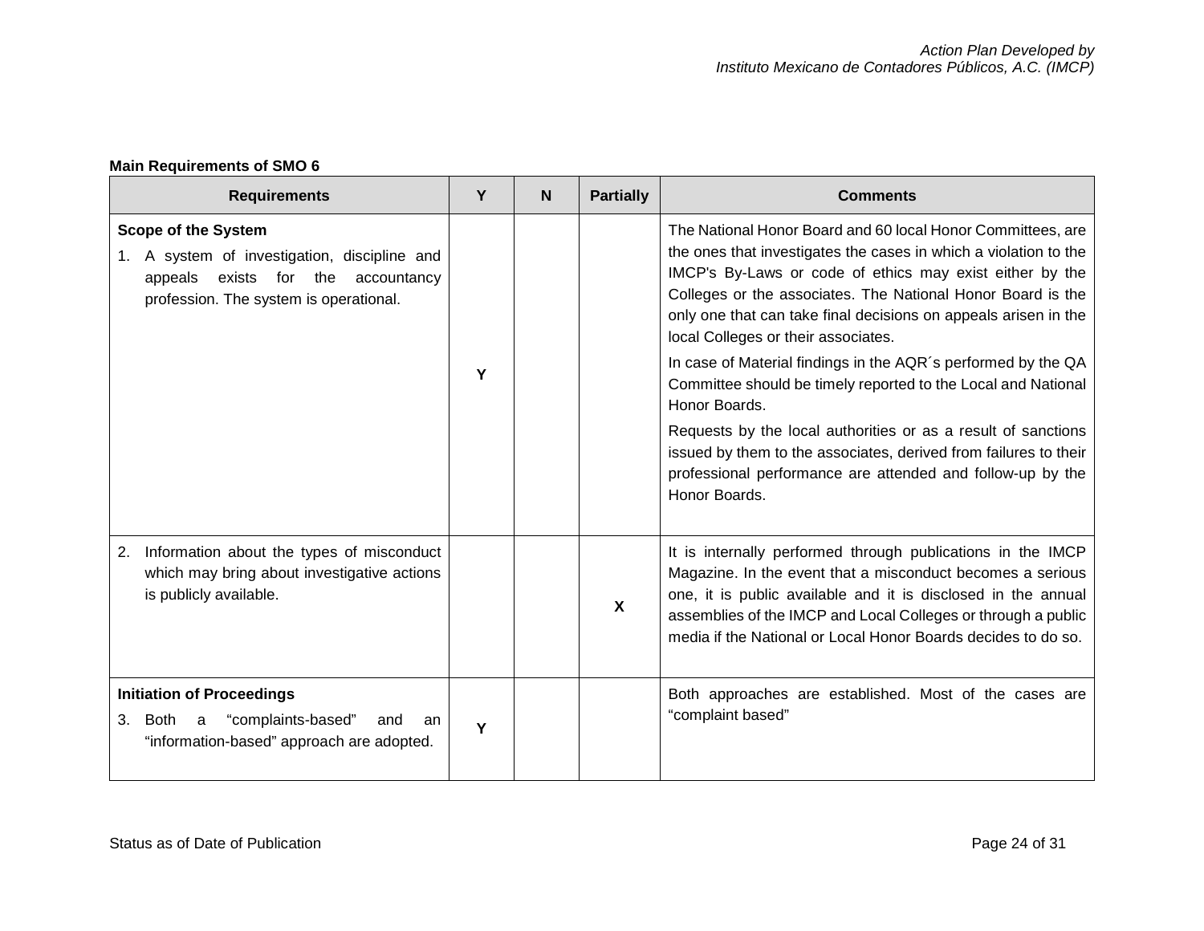**Main Requirements of SMO 6**

| Requirements | Y | N | Partially | Comments |
|---|---|---|---|---|
| **Scope of the System**<br>1. A system of investigation, discipline and appeals exists for the accountancy profession. The system is operational. | Y | | | The National Honor Board and 60 local Honor Committees, are the ones that investigates the cases in which a violation to the IMCP's By-Laws or code of ethics may exist either by the Colleges or the associates. The National Honor Board is the only one that can take final decisions on appeals arisen in the local Colleges or their associates.<br>In case of Material findings in the AQR´s performed by the QA Committee should be timely reported to the Local and National Honor Boards.<br>Requests by the local authorities or as a result of sanctions issued by them to the associates, derived from failures to their professional performance are attended and follow-up by the Honor Boards. |
| 2. Information about the types of misconduct which may bring about investigative actions is publicly available. | | | X | It is internally performed through publications in the IMCP Magazine. In the event that a misconduct becomes a serious one, it is public available and it is disclosed in the annual assemblies of the IMCP and Local Colleges or through a public media if the National or Local Honor Boards decides to do so. |
| **Initiation of Proceedings**<br>3. Both a “complaints-based” and an “information-based” approach are adopted. | Y | | | Both approaches are established. Most of the cases are “complaint based” |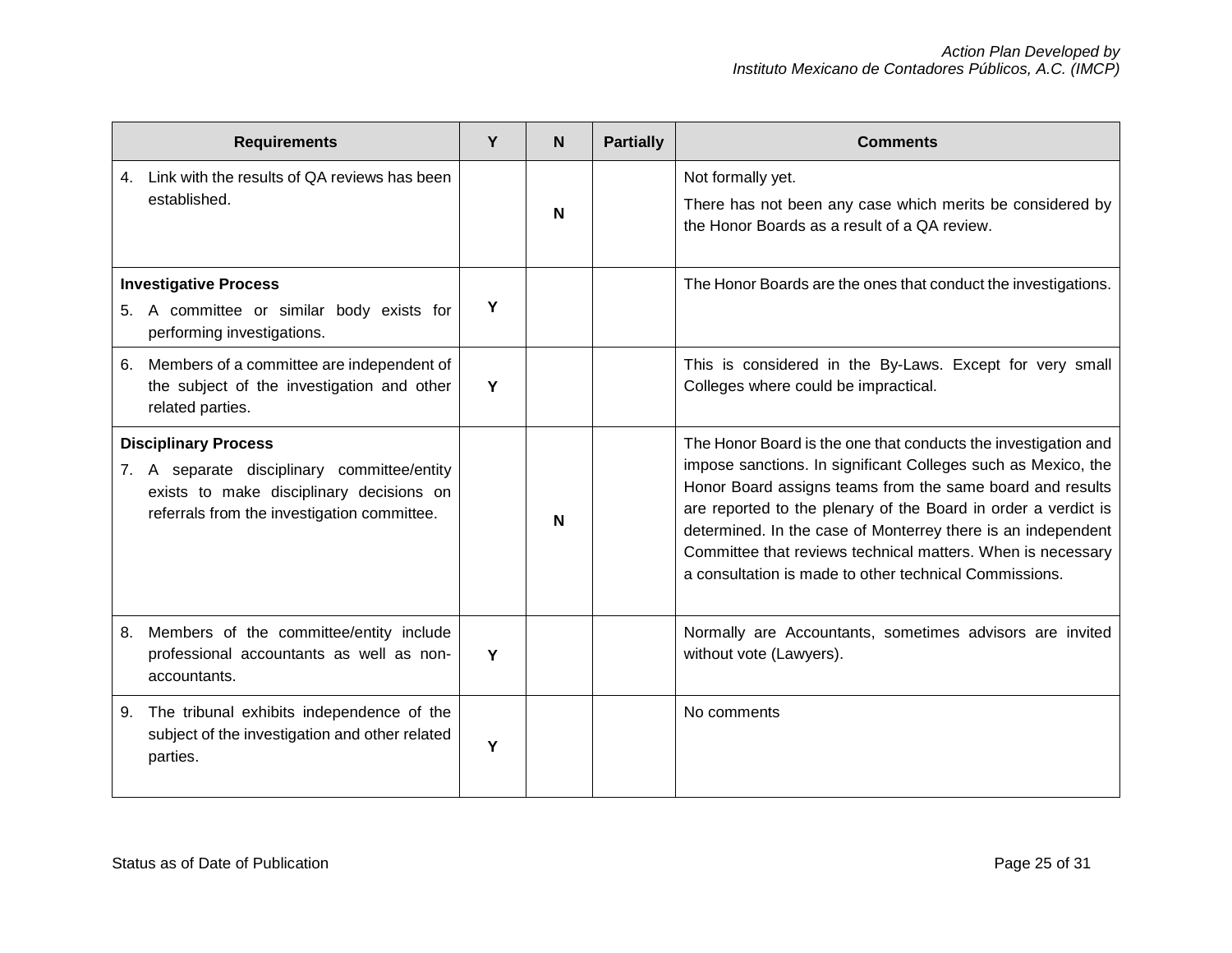| Requirements | Y | N | Partially | Comments |
|---|---|---|---|---|
| 4. Link with the results of QA reviews has been established. | | N | | Not formally yet.<br>There has not been any case which merits be considered by the Honor Boards as a result of a QA review. |
| **Investigative Process**<br>5. A committee or similar body exists for performing investigations. | Y | | | The Honor Boards are the ones that conduct the investigations. |
| 6. Members of a committee are independent of the subject of the investigation and other related parties. | Y | | | This is considered in the By-Laws. Except for very small Colleges where could be impractical. |
| **Disciplinary Process**<br>7. A separate disciplinary committee/entity exists to make disciplinary decisions on referrals from the investigation committee. | | N | | The Honor Board is the one that conducts the investigation and impose sanctions. In significant Colleges such as Mexico, the Honor Board assigns teams from the same board and results are reported to the plenary of the Board in order a verdict is determined. In the case of Monterrey there is an independent Committee that reviews technical matters. When is necessary a consultation is made to other technical Commissions. |
| 8. Members of the committee/entity include professional accountants as well as non-accountants. | Y | | | Normally are Accountants, sometimes advisors are invited without vote (Lawyers). |
| 9. The tribunal exhibits independence of the subject of the investigation and other related parties. | Y | | | No comments |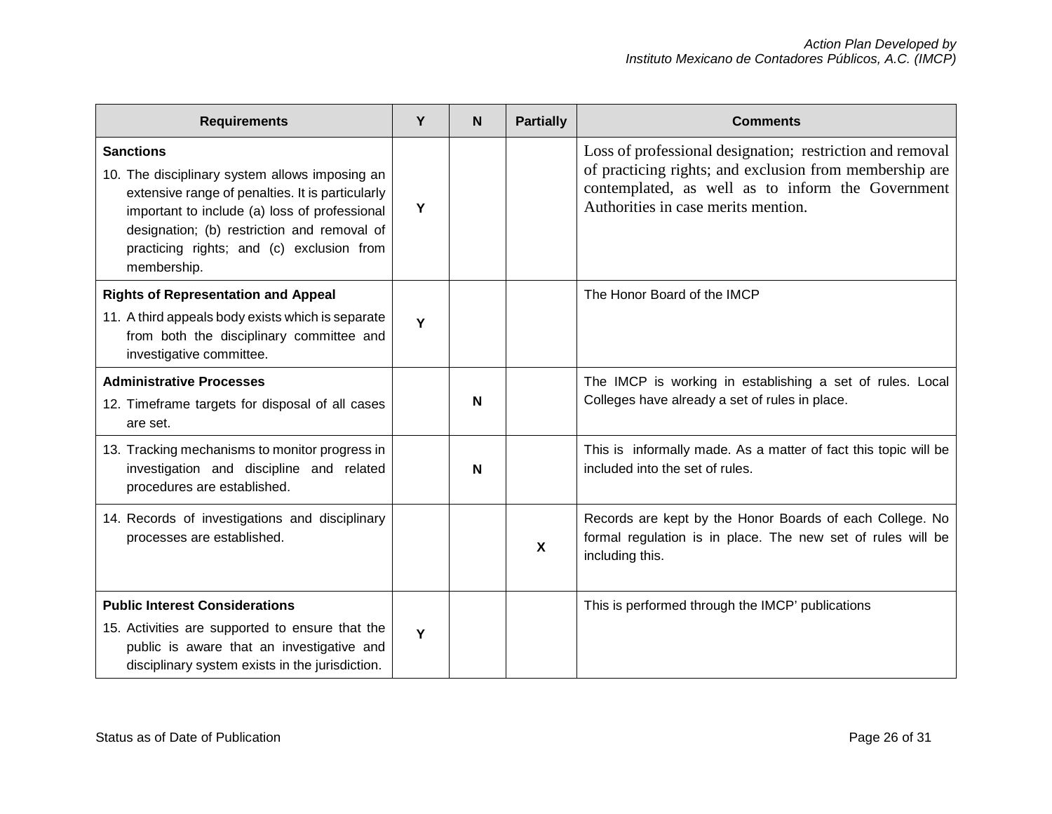| Requirements | Y | N | Partially | Comments |
|---|---|---|---|---|
| **Sanctions**<br>10. The disciplinary system allows imposing an extensive range of penalties. It is particularly important to include (a) loss of professional designation; (b) restriction and removal of practicing rights; and (c) exclusion from membership. | Y | | | Loss of professional designation; restriction and removal of practicing rights; and exclusion from membership are contemplated, as well as to inform the Government Authorities in case merits mention. |
| **Rights of Representation and Appeal**<br>11. A third appeals body exists which is separate from both the disciplinary committee and investigative committee. | Y | | | The Honor Board of the IMCP |
| **Administrative Processes**<br>12. Timeframe targets for disposal of all cases are set. | | N | | The IMCP is working in establishing a set of rules. Local Colleges have already a set of rules in place. |
| 13. Tracking mechanisms to monitor progress in investigation and discipline and related procedures are established. | | N | | This is informally made. As a matter of fact this topic will be included into the set of rules. |
| 14. Records of investigations and disciplinary processes are established. | | | X | Records are kept by the Honor Boards of each College. No formal regulation is in place. The new set of rules will be including this. |
| **Public Interest Considerations**<br>15. Activities are supported to ensure that the public is aware that an investigative and disciplinary system exists in the jurisdiction. | Y | | | This is performed through the IMCP' publications |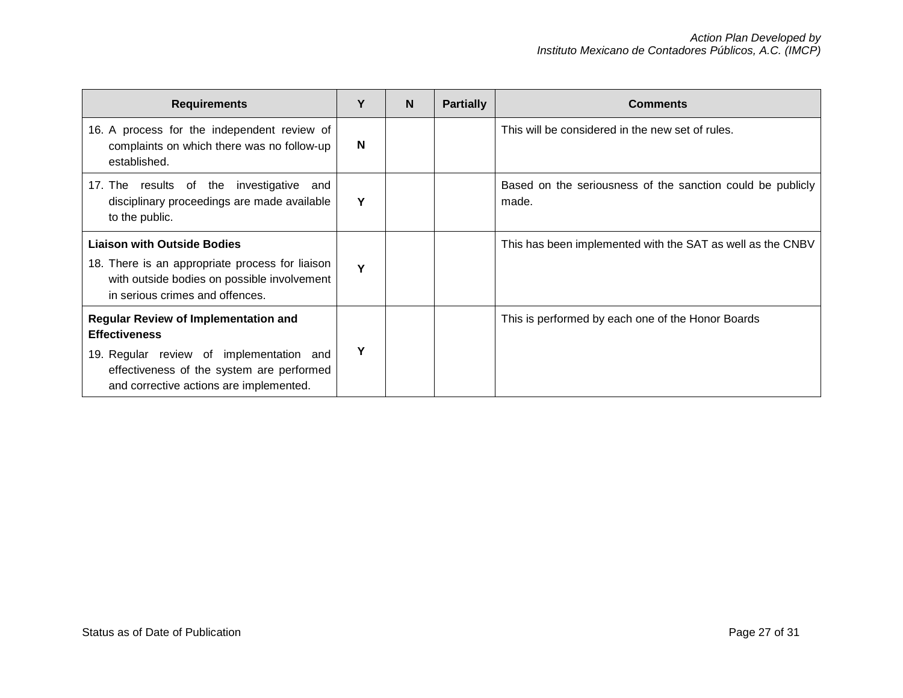| Requirements | Y | N | Partially | Comments |
|---|---|---|---|---|
| 16. A process for the independent review of complaints on which there was no follow-up established. | **N** | | | This will be considered in the new set of rules. |
| 17. The results of the investigative and disciplinary proceedings are made available to the public. | **Y** | | | Based on the seriousness of the sanction could be publicly made. |
| **Liaison with Outside Bodies**<br>18. There is an appropriate process for liaison with outside bodies on possible involvement in serious crimes and offences. | **Y** | | | This has been implemented with the SAT as well as the CNBV |
| **Regular Review of Implementation and Effectiveness**<br>19. Regular review of implementation and effectiveness of the system are performed and corrective actions are implemented. | **Y** | | | This is performed by each one of the Honor Boards |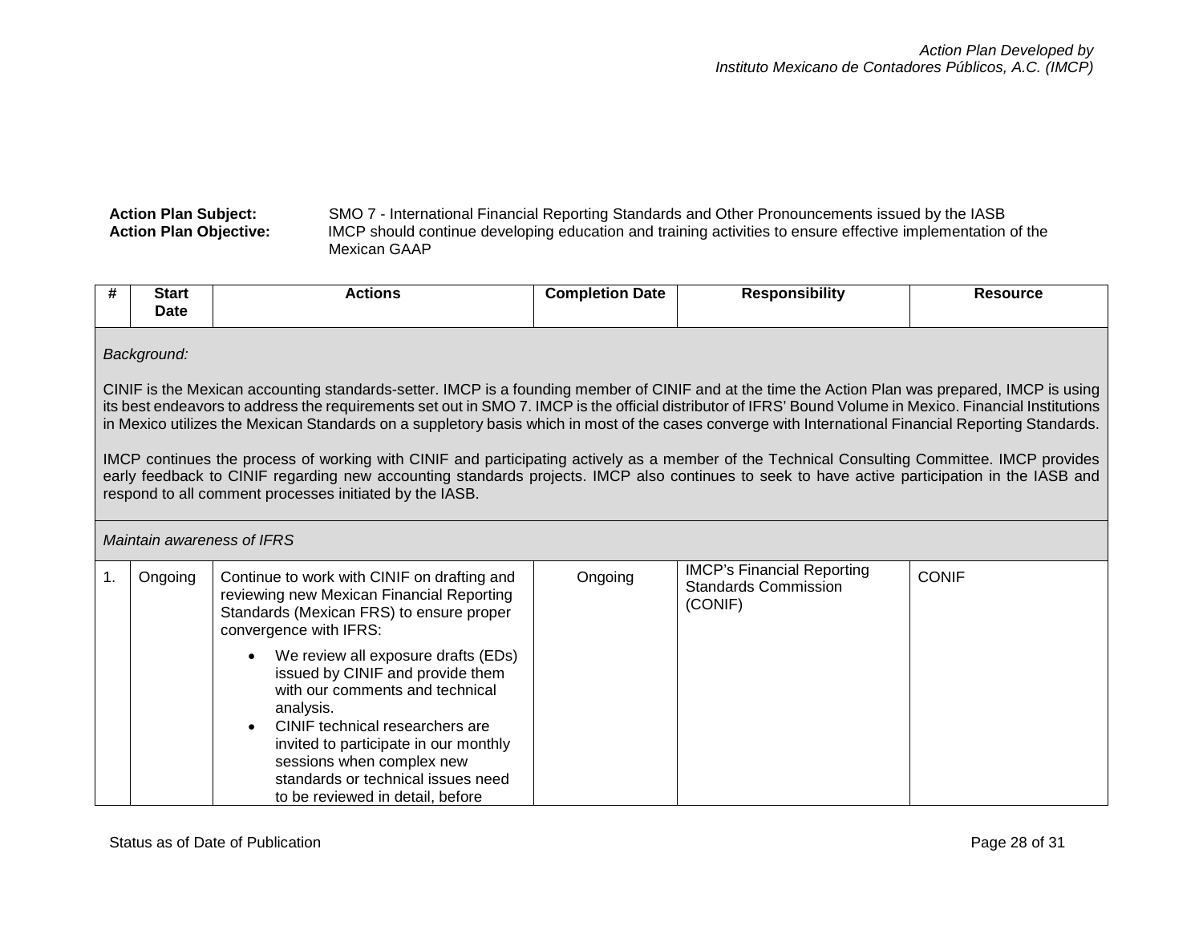**Action Plan Subject:** SMO 7 - International Financial Reporting Standards and Other Pronouncements issued by the IASB
**Action Plan Objective:** IMCP should continue developing education and training activities to ensure effective implementation of the Mexican GAAP

| # | Start Date | Actions | Completion Date | Responsibility | Resource |
|---|---|---|---|---|---|
| *Background:*<br><br>CINIF is the Mexican accounting standards-setter. IMCP is a founding member of CINIF and at the time the Action Plan was prepared, IMCP is using its best endeavors to address the requirements set out in SMO 7. IMCP is the official distributor of IFRS' Bound Volume in Mexico. Financial Institutions in Mexico utilizes the Mexican Standards on a suppletory basis which in most of the cases converge with International Financial Reporting Standards.<br><br>IMCP continues the process of working with CINIF and participating actively as a member of the Technical Consulting Committee. IMCP provides early feedback to CINIF regarding new accounting standards projects. IMCP also continues to seek to have active participation in the IASB and respond to all comment processes initiated by the IASB. | | | | | |
| *Maintain awareness of IFRS* | | | | | |
| 1. | Ongoing | Continue to work with CINIF on drafting and reviewing new Mexican Financial Reporting Standards (Mexican FRS) to ensure proper convergence with IFRS:<br>• We review all exposure drafts (EDs) issued by CINIF and provide them with our comments and technical analysis.<br>• CINIF technical researchers are invited to participate in our monthly sessions when complex new standards or technical issues need to be reviewed in detail, before | Ongoing | IMCP's Financial Reporting Standards Commission (CONIF) | CONIF |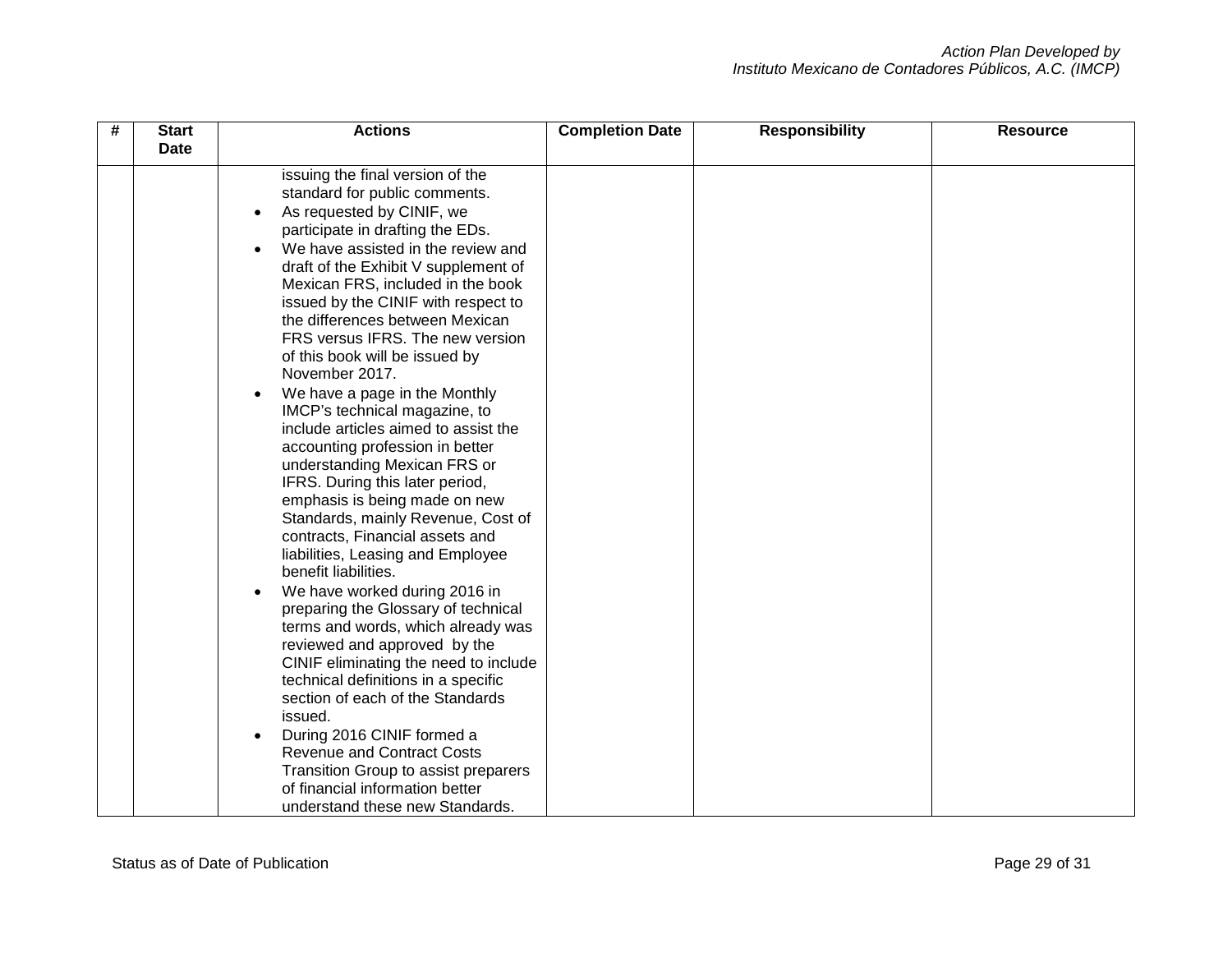| # | Start Date | Actions | Completion Date | Responsibility | Resource |
|---|---|---|---|---|---|
| | | issuing the final version of the standard for public comments.<br>• As requested by CINIF, we participate in drafting the EDs.<br>• We have assisted in the review and draft of the Exhibit V supplement of Mexican FRS, included in the book issued by the CINIF with respect to the differences between Mexican FRS versus IFRS. The new version of this book will be issued by November 2017.<br>• We have a page in the Monthly IMCP's technical magazine, to include articles aimed to assist the accounting profession in better understanding Mexican FRS or IFRS. During this later period, emphasis is being made on new Standards, mainly Revenue, Cost of contracts, Financial assets and liabilities, Leasing and Employee benefit liabilities.<br>• We have worked during 2016 in preparing the Glossary of technical terms and words, which already was reviewed and approved by the CINIF eliminating the need to include technical definitions in a specific section of each of the Standards issued.<br>• During 2016 CINIF formed a Revenue and Contract Costs Transition Group to assist preparers of financial information better understand these new Standards. | | | |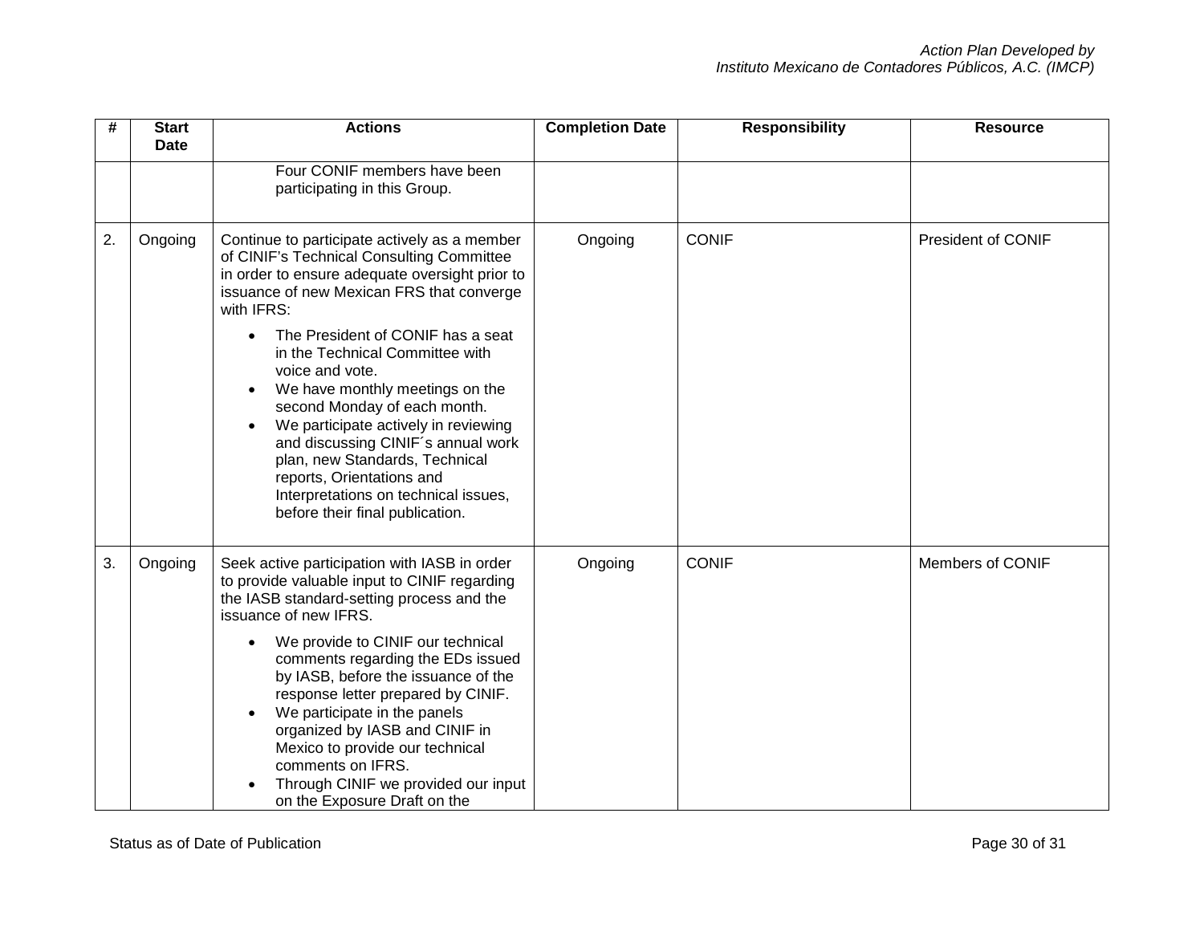| # | Start Date | Actions | Completion Date | Responsibility | Resource |
|---|---|---|---|---|---|
| | | Four CONIF members have been participating in this Group. | | | |
| 2. | Ongoing | Continue to participate actively as a member of CINIF's Technical Consulting Committee in order to ensure adequate oversight prior to issuance of new Mexican FRS that converge with IFRS:<br>• The President of CONIF has a seat in the Technical Committee with voice and vote.<br>• We have monthly meetings on the second Monday of each month.<br>• We participate actively in reviewing and discussing CINIF´s annual work plan, new Standards, Technical reports, Orientations and Interpretations on technical issues, before their final publication. | Ongoing | CONIF | President of CONIF |
| 3. | Ongoing | Seek active participation with IASB in order to provide valuable input to CINIF regarding the IASB standard-setting process and the issuance of new IFRS.<br>• We provide to CINIF our technical comments regarding the EDs issued by IASB, before the issuance of the response letter prepared by CINIF.<br>• We participate in the panels organized by IASB and CINIF in Mexico to provide our technical comments on IFRS.<br>• Through CINIF we provided our input on the Exposure Draft on the | Ongoing | CONIF | Members of CONIF |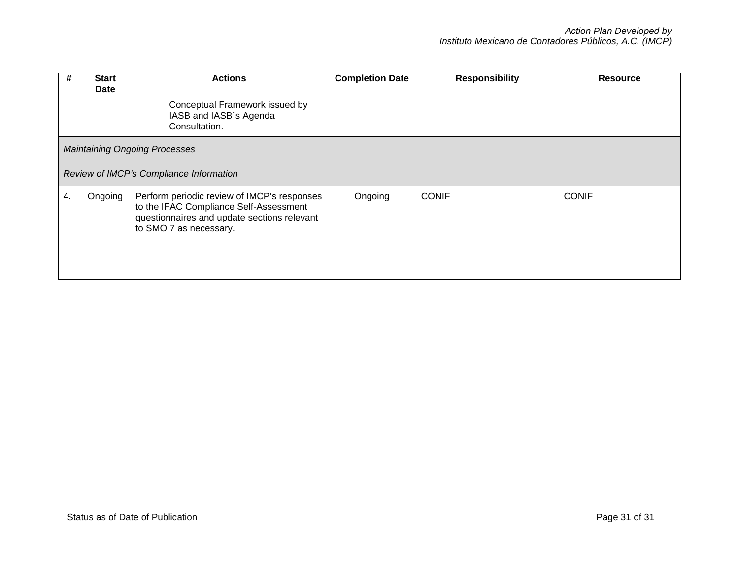| # | Start Date | Actions | Completion Date | Responsibility | Resource |
|---|---|---|---|---|---|
| | | Conceptual Framework issued by IASB and IASB´s Agenda Consultation. | | | |
| *Maintaining Ongoing Processes* | | | | | |
| *Review of IMCP's Compliance Information* | | | | | |
| 4. | Ongoing | Perform periodic review of IMCP's responses to the IFAC Compliance Self-Assessment questionnaires and update sections relevant to SMO 7 as necessary. | Ongoing | CONIF | CONIF |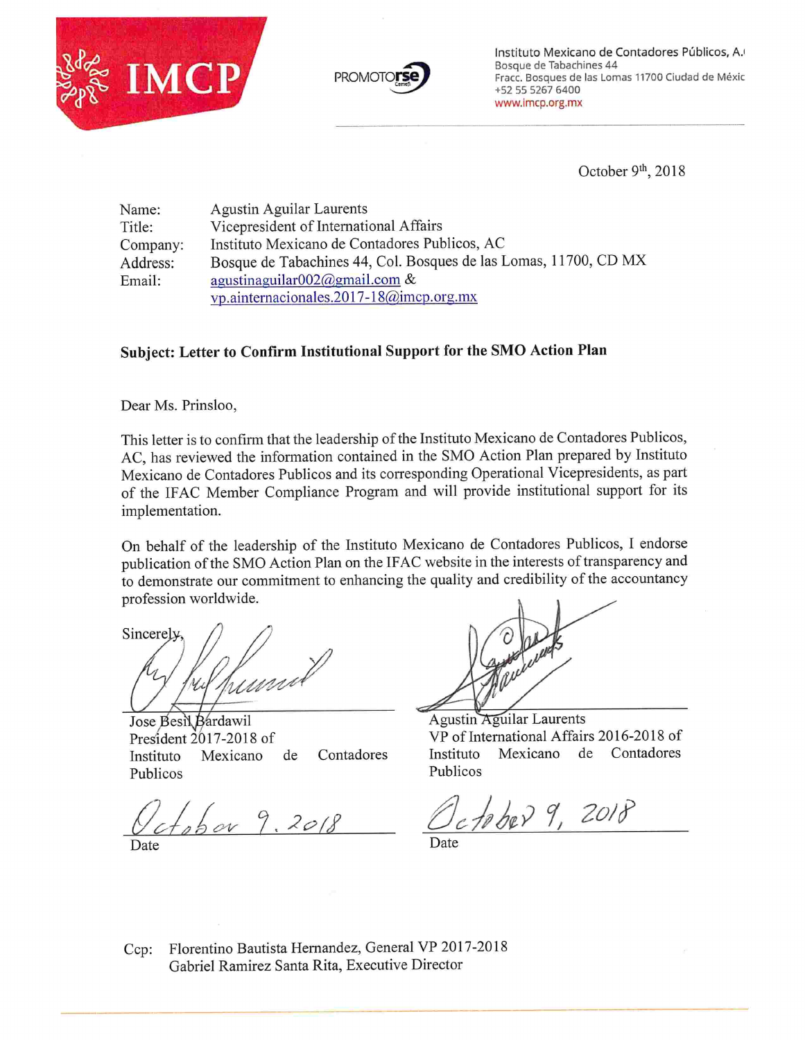IMCP

PROMOTOrse

Instituto Mexicano de Contadores Públicos, A.C.
Bosque de Tabachines 44
Fracc. Bosques de las Lomas 11700 Ciudad de México
+52 55 5267 6400
www.imcp.org.mx

October 9th, 2018

| | |
|---|---|
| Name: | Agustin Aguilar Laurents |
| Title: | Vicepresident of International Affairs |
| Company: | Instituto Mexicano de Contadores Publicos, AC |
| Address: | Bosque de Tabachines 44, Col. Bosques de las Lomas, 11700, CD MX |
| Email: | agustinaguilar002@gmail.com & vp.ainternacionales.2017-18@imcp.org.mx |

**Subject: Letter to Confirm Institutional Support for the SMO Action Plan**

Dear Ms. Prinsloo,

This letter is to confirm that the leadership of the Instituto Mexicano de Contadores Publicos, AC, has reviewed the information contained in the SMO Action Plan prepared by Instituto Mexicano de Contadores Publicos and its corresponding Operational Vicepresidents, as part of the IFAC Member Compliance Program and will provide institutional support for its implementation.

On behalf of the leadership of the Instituto Mexicano de Contadores Publicos, I endorse publication of the SMO Action Plan on the IFAC website in the interests of transparency and to demonstrate our commitment to enhancing the quality and credibility of the accountancy profession worldwide.

Sincerely,

Jose Besil Bardawil
President 2017-2018 of Instituto Mexicano de Contadores Publicos

October 9, 2018
Date

Agustin Aguilar Laurents
VP of International Affairs 2016-2018 of Instituto Mexicano de Contadores Publicos

October 9, 2018
Date

Ccp: Florentino Bautista Hernandez, General VP 2017-2018
Gabriel Ramirez Santa Rita, Executive Director